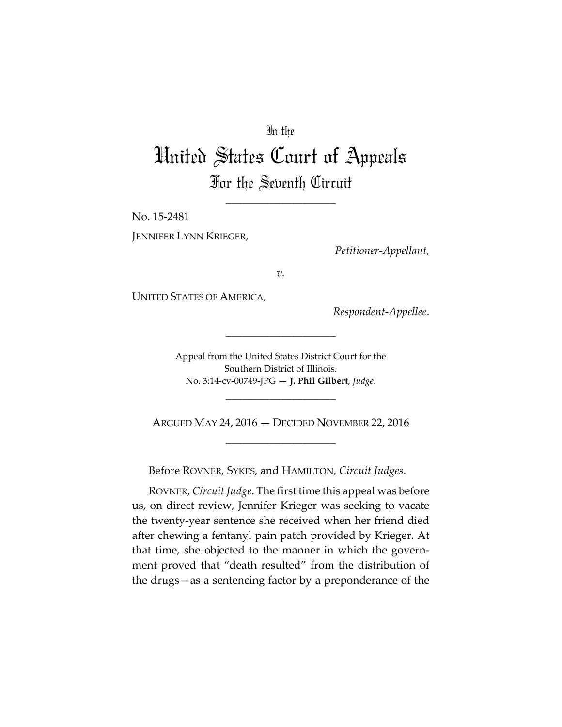In the

# United States Court of Appeals

## For the Seventh Circuit

____________________

No. 15-2481

JENNIFER LYNN KRIEGER,

*Petitioner-Appellant*,

*v.*

UNITED STATES OF AMERICA,

*Respondent-Appellee*.

____________________

Appeal from the United States District Court for the Southern District of Illinois.
No. 3:14-cv-00749-JPG — **J. Phil Gilbert**, *Judge*.

____________________

ARGUED MAY 24, 2016 — DECIDED NOVEMBER 22, 2016

____________________

Before ROVNER, SYKES, and HAMILTON, *Circuit Judges*.

ROVNER, *Circuit Judge*. The first time this appeal was before us, on direct review, Jennifer Krieger was seeking to vacate the twenty-year sentence she received when her friend died after chewing a fentanyl pain patch provided by Krieger. At that time, she objected to the manner in which the government proved that "death resulted" from the distribution of the drugs—as a sentencing factor by a preponderance of the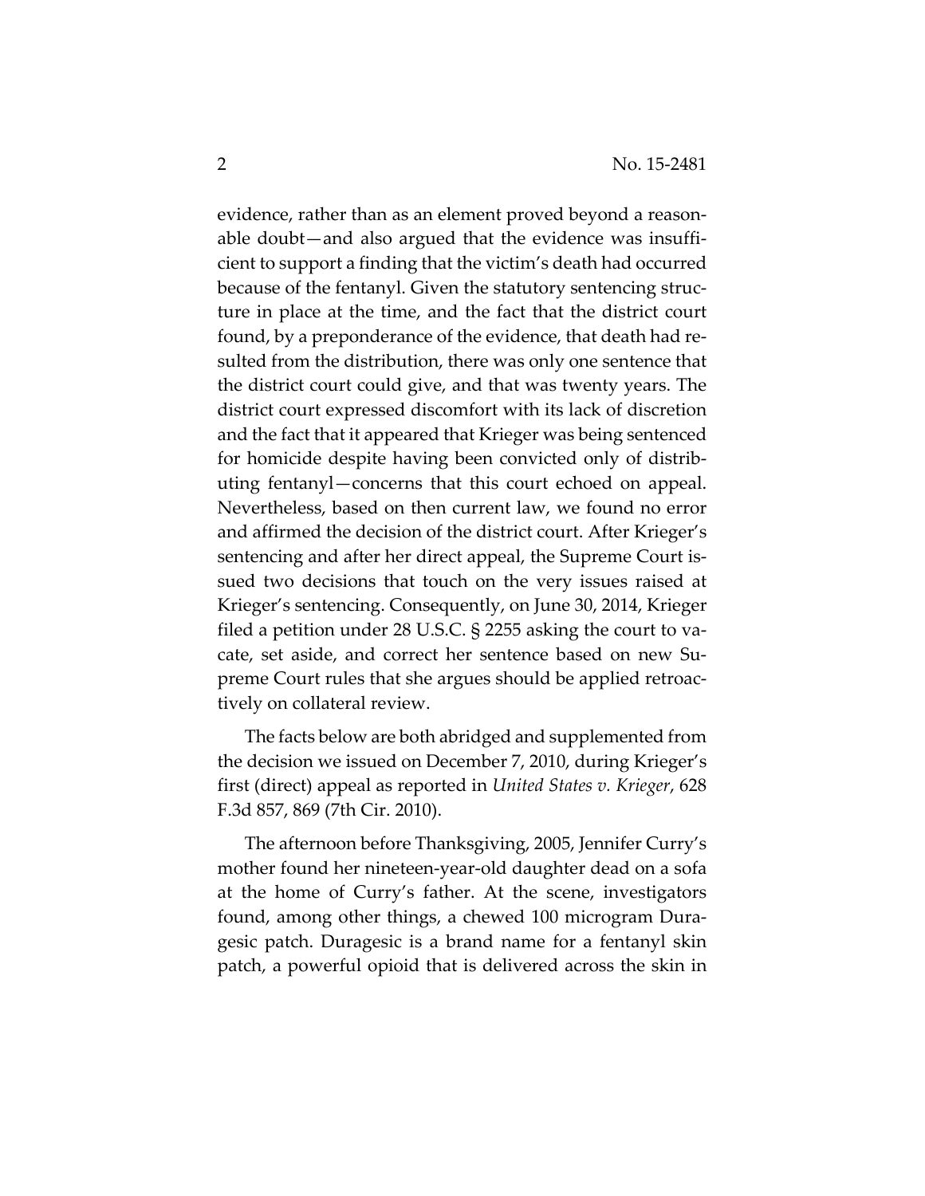evidence, rather than as an element proved beyond a reasonable doubt—and also argued that the evidence was insufficient to support a finding that the victim's death had occurred because of the fentanyl. Given the statutory sentencing structure in place at the time, and the fact that the district court found, by a preponderance of the evidence, that death had resulted from the distribution, there was only one sentence that the district court could give, and that was twenty years. The district court expressed discomfort with its lack of discretion and the fact that it appeared that Krieger was being sentenced for homicide despite having been convicted only of distributing fentanyl—concerns that this court echoed on appeal. Nevertheless, based on then current law, we found no error and affirmed the decision of the district court. After Krieger's sentencing and after her direct appeal, the Supreme Court issued two decisions that touch on the very issues raised at Krieger's sentencing. Consequently, on June 30, 2014, Krieger filed a petition under 28 U.S.C. § 2255 asking the court to vacate, set aside, and correct her sentence based on new Supreme Court rules that she argues should be applied retroactively on collateral review.

The facts below are both abridged and supplemented from the decision we issued on December 7, 2010, during Krieger's first (direct) appeal as reported in *United States v. Krieger*, 628 F.3d 857, 869 (7th Cir. 2010).

The afternoon before Thanksgiving, 2005, Jennifer Curry's mother found her nineteen-year-old daughter dead on a sofa at the home of Curry's father. At the scene, investigators found, among other things, a chewed 100 microgram Duragesic patch. Duragesic is a brand name for a fentanyl skin patch, a powerful opioid that is delivered across the skin in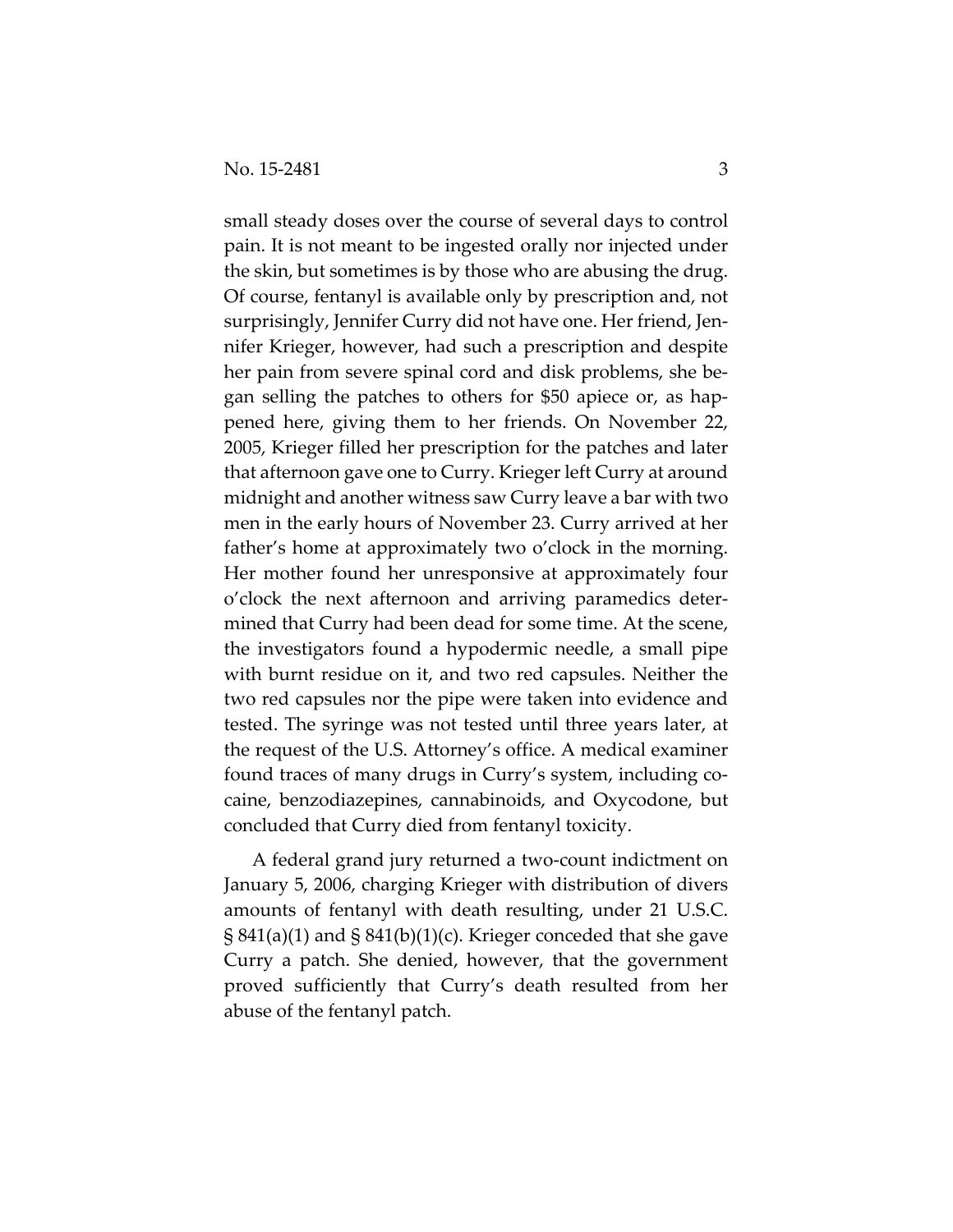small steady doses over the course of several days to control pain. It is not meant to be ingested orally nor injected under the skin, but sometimes is by those who are abusing the drug. Of course, fentanyl is available only by prescription and, not surprisingly, Jennifer Curry did not have one. Her friend, Jennifer Krieger, however, had such a prescription and despite her pain from severe spinal cord and disk problems, she began selling the patches to others for $50 apiece or, as happened here, giving them to her friends. On November 22, 2005, Krieger filled her prescription for the patches and later that afternoon gave one to Curry. Krieger left Curry at around midnight and another witness saw Curry leave a bar with two men in the early hours of November 23. Curry arrived at her father's home at approximately two o'clock in the morning. Her mother found her unresponsive at approximately four o'clock the next afternoon and arriving paramedics determined that Curry had been dead for some time. At the scene, the investigators found a hypodermic needle, a small pipe with burnt residue on it, and two red capsules. Neither the two red capsules nor the pipe were taken into evidence and tested. The syringe was not tested until three years later, at the request of the U.S. Attorney's office. A medical examiner found traces of many drugs in Curry's system, including cocaine, benzodiazepines, cannabinoids, and Oxycodone, but concluded that Curry died from fentanyl toxicity.

A federal grand jury returned a two-count indictment on January 5, 2006, charging Krieger with distribution of divers amounts of fentanyl with death resulting, under 21 U.S.C. § 841(a)(1) and § 841(b)(1)(c). Krieger conceded that she gave Curry a patch. She denied, however, that the government proved sufficiently that Curry's death resulted from her abuse of the fentanyl patch.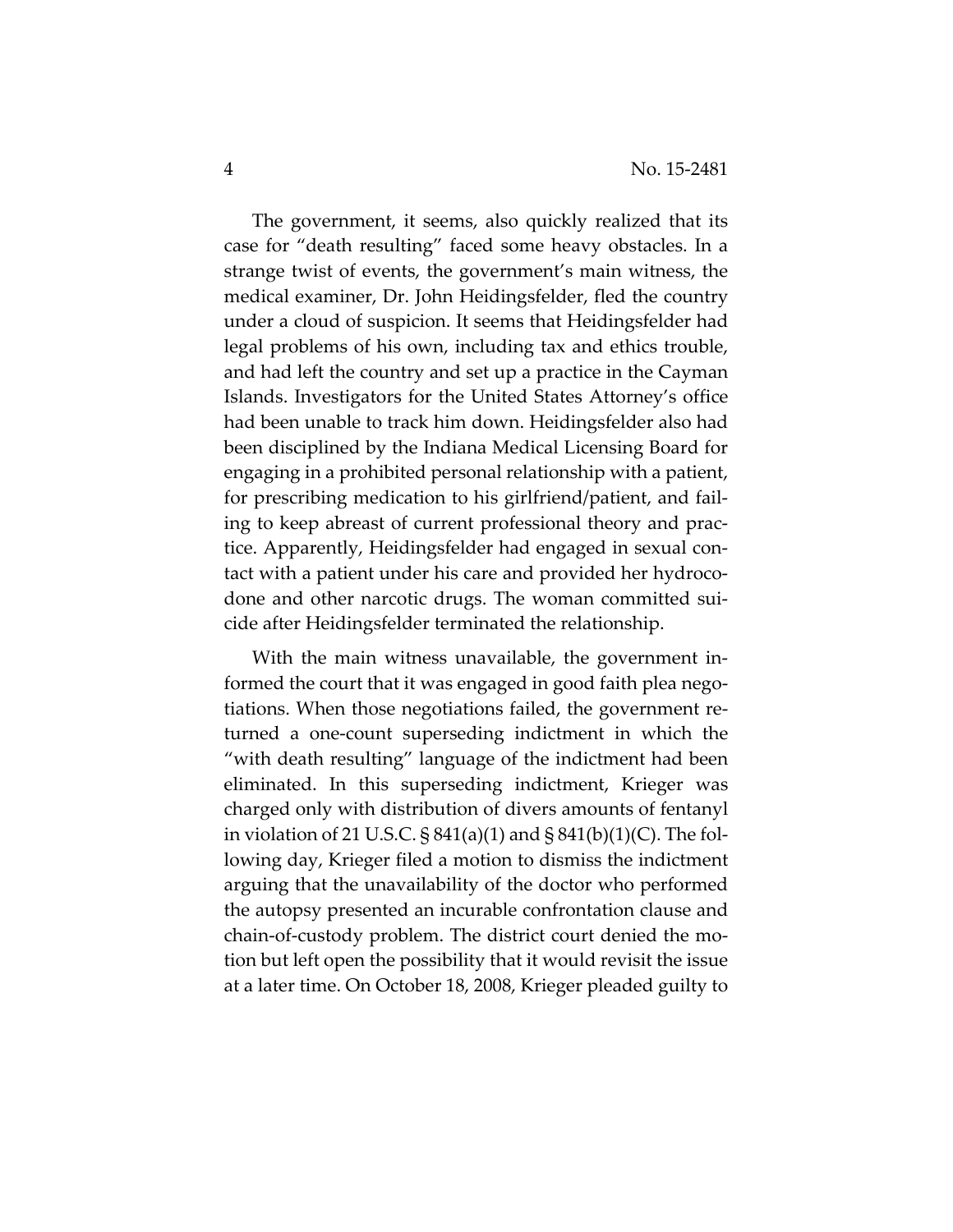The government, it seems, also quickly realized that its case for "death resulting" faced some heavy obstacles. In a strange twist of events, the government's main witness, the medical examiner, Dr. John Heidingsfelder, fled the country under a cloud of suspicion. It seems that Heidingsfelder had legal problems of his own, including tax and ethics trouble, and had left the country and set up a practice in the Cayman Islands. Investigators for the United States Attorney's office had been unable to track him down. Heidingsfelder also had been disciplined by the Indiana Medical Licensing Board for engaging in a prohibited personal relationship with a patient, for prescribing medication to his girlfriend/patient, and failing to keep abreast of current professional theory and practice. Apparently, Heidingsfelder had engaged in sexual contact with a patient under his care and provided her hydrocodone and other narcotic drugs. The woman committed suicide after Heidingsfelder terminated the relationship.

With the main witness unavailable, the government informed the court that it was engaged in good faith plea negotiations. When those negotiations failed, the government returned a one-count superseding indictment in which the "with death resulting" language of the indictment had been eliminated. In this superseding indictment, Krieger was charged only with distribution of divers amounts of fentanyl in violation of 21 U.S.C. § 841(a)(1) and § 841(b)(1)(C). The following day, Krieger filed a motion to dismiss the indictment arguing that the unavailability of the doctor who performed the autopsy presented an incurable confrontation clause and chain-of-custody problem. The district court denied the motion but left open the possibility that it would revisit the issue at a later time. On October 18, 2008, Krieger pleaded guilty to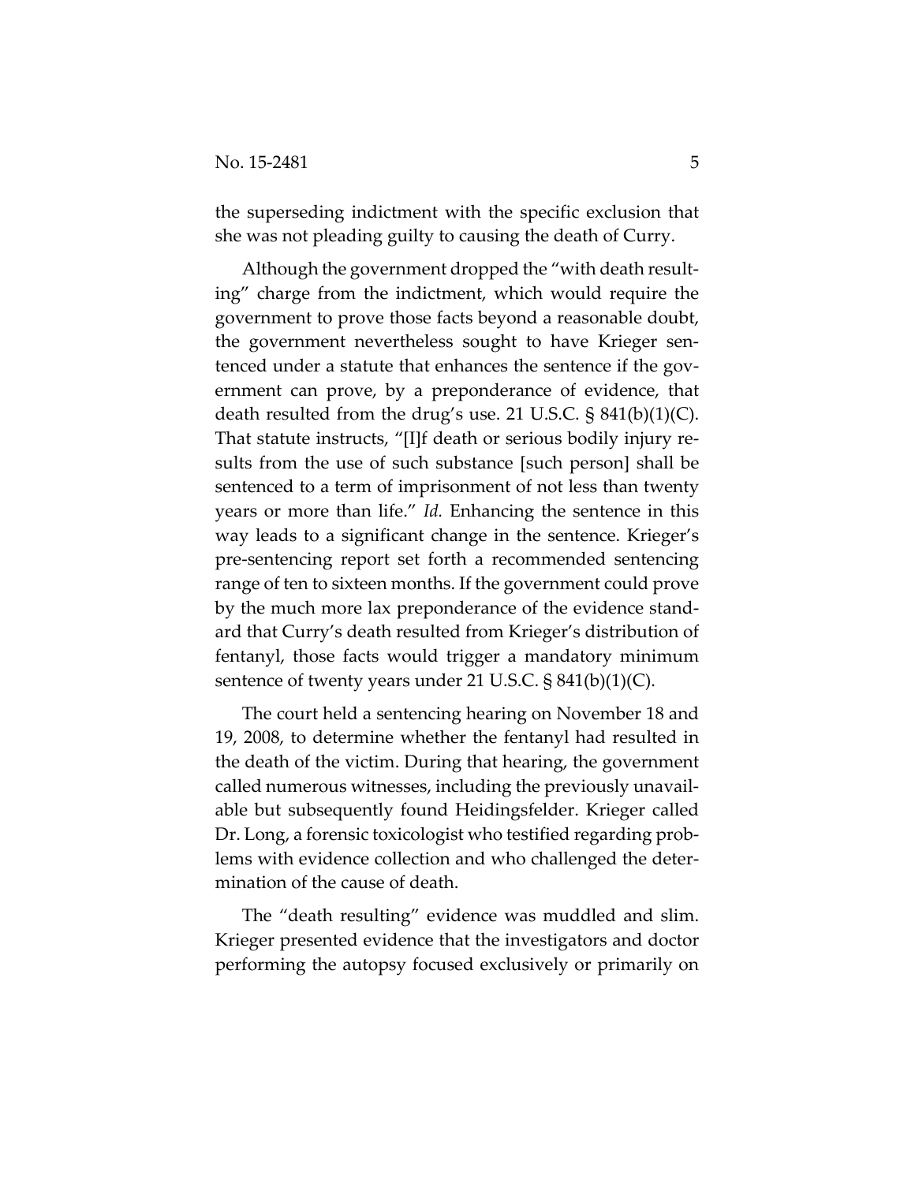the superseding indictment with the specific exclusion that she was not pleading guilty to causing the death of Curry.

Although the government dropped the "with death resulting" charge from the indictment, which would require the government to prove those facts beyond a reasonable doubt, the government nevertheless sought to have Krieger sentenced under a statute that enhances the sentence if the government can prove, by a preponderance of evidence, that death resulted from the drug's use. 21 U.S.C. § 841(b)(1)(C). That statute instructs, "[I]f death or serious bodily injury results from the use of such substance [such person] shall be sentenced to a term of imprisonment of not less than twenty years or more than life." *Id.* Enhancing the sentence in this way leads to a significant change in the sentence. Krieger's pre-sentencing report set forth a recommended sentencing range of ten to sixteen months. If the government could prove by the much more lax preponderance of the evidence standard that Curry's death resulted from Krieger's distribution of fentanyl, those facts would trigger a mandatory minimum sentence of twenty years under 21 U.S.C. § 841(b)(1)(C).

The court held a sentencing hearing on November 18 and 19, 2008, to determine whether the fentanyl had resulted in the death of the victim. During that hearing, the government called numerous witnesses, including the previously unavailable but subsequently found Heidingsfelder. Krieger called Dr. Long, a forensic toxicologist who testified regarding problems with evidence collection and who challenged the determination of the cause of death.

The "death resulting" evidence was muddled and slim. Krieger presented evidence that the investigators and doctor performing the autopsy focused exclusively or primarily on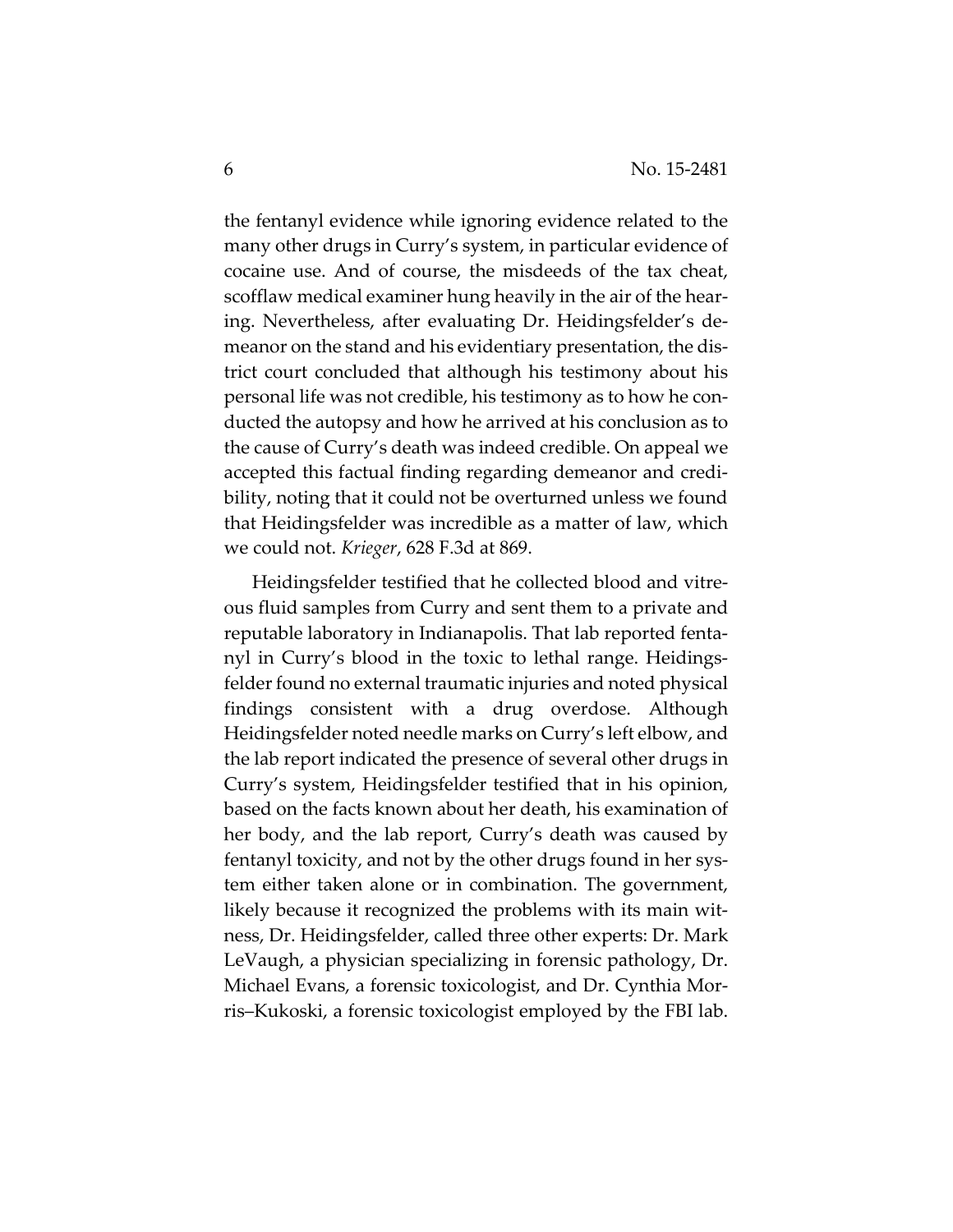the fentanyl evidence while ignoring evidence related to the many other drugs in Curry's system, in particular evidence of cocaine use. And of course, the misdeeds of the tax cheat, scofflaw medical examiner hung heavily in the air of the hearing. Nevertheless, after evaluating Dr. Heidingsfelder's demeanor on the stand and his evidentiary presentation, the district court concluded that although his testimony about his personal life was not credible, his testimony as to how he conducted the autopsy and how he arrived at his conclusion as to the cause of Curry's death was indeed credible. On appeal we accepted this factual finding regarding demeanor and credibility, noting that it could not be overturned unless we found that Heidingsfelder was incredible as a matter of law, which we could not. *Krieger*, 628 F.3d at 869.

Heidingsfelder testified that he collected blood and vitreous fluid samples from Curry and sent them to a private and reputable laboratory in Indianapolis. That lab reported fentanyl in Curry's blood in the toxic to lethal range. Heidingsfelder found no external traumatic injuries and noted physical findings consistent with a drug overdose. Although Heidingsfelder noted needle marks on Curry's left elbow, and the lab report indicated the presence of several other drugs in Curry's system, Heidingsfelder testified that in his opinion, based on the facts known about her death, his examination of her body, and the lab report, Curry's death was caused by fentanyl toxicity, and not by the other drugs found in her system either taken alone or in combination. The government, likely because it recognized the problems with its main witness, Dr. Heidingsfelder, called three other experts: Dr. Mark LeVaugh, a physician specializing in forensic pathology, Dr. Michael Evans, a forensic toxicologist, and Dr. Cynthia Morris–Kukoski, a forensic toxicologist employed by the FBI lab.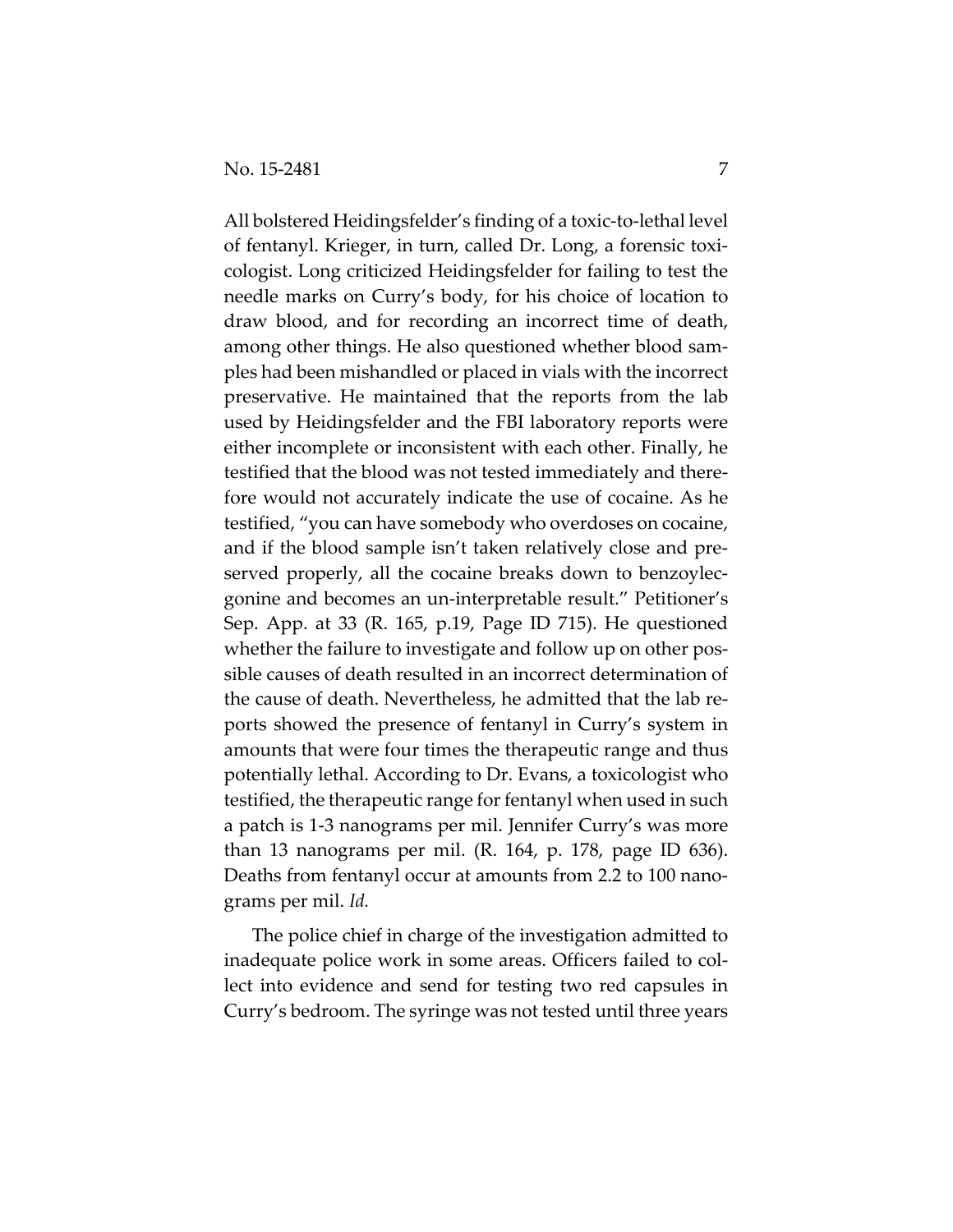All bolstered Heidingsfelder's finding of a toxic-to-lethal level of fentanyl. Krieger, in turn, called Dr. Long, a forensic toxicologist. Long criticized Heidingsfelder for failing to test the needle marks on Curry's body, for his choice of location to draw blood, and for recording an incorrect time of death, among other things. He also questioned whether blood samples had been mishandled or placed in vials with the incorrect preservative. He maintained that the reports from the lab used by Heidingsfelder and the FBI laboratory reports were either incomplete or inconsistent with each other. Finally, he testified that the blood was not tested immediately and therefore would not accurately indicate the use of cocaine. As he testified, "you can have somebody who overdoses on cocaine, and if the blood sample isn't taken relatively close and preserved properly, all the cocaine breaks down to benzoylecgonine and becomes an un-interpretable result." Petitioner's Sep. App. at 33 (R. 165, p.19, Page ID 715). He questioned whether the failure to investigate and follow up on other possible causes of death resulted in an incorrect determination of the cause of death. Nevertheless, he admitted that the lab reports showed the presence of fentanyl in Curry's system in amounts that were four times the therapeutic range and thus potentially lethal. According to Dr. Evans, a toxicologist who testified, the therapeutic range for fentanyl when used in such a patch is 1-3 nanograms per mil. Jennifer Curry's was more than 13 nanograms per mil. (R. 164, p. 178, page ID 636). Deaths from fentanyl occur at amounts from 2.2 to 100 nanograms per mil. *Id.*

The police chief in charge of the investigation admitted to inadequate police work in some areas. Officers failed to collect into evidence and send for testing two red capsules in Curry's bedroom. The syringe was not tested until three years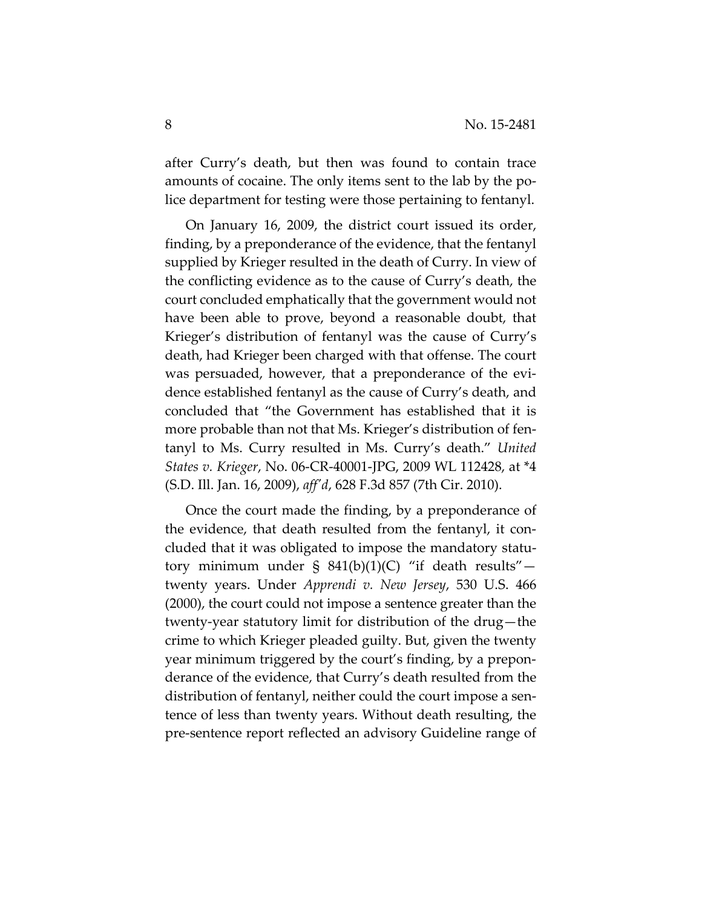after Curry's death, but then was found to contain trace amounts of cocaine. The only items sent to the lab by the police department for testing were those pertaining to fentanyl.

On January 16, 2009, the district court issued its order, finding, by a preponderance of the evidence, that the fentanyl supplied by Krieger resulted in the death of Curry. In view of the conflicting evidence as to the cause of Curry's death, the court concluded emphatically that the government would not have been able to prove, beyond a reasonable doubt, that Krieger's distribution of fentanyl was the cause of Curry's death, had Krieger been charged with that offense. The court was persuaded, however, that a preponderance of the evidence established fentanyl as the cause of Curry's death, and concluded that "the Government has established that it is more probable than not that Ms. Krieger's distribution of fentanyl to Ms. Curry resulted in Ms. Curry's death." *United States v. Krieger*, No. 06-CR-40001-JPG, 2009 WL 112428, at *4 (S.D. Ill. Jan. 16, 2009), *aff'd*, 628 F.3d 857 (7th Cir. 2010).

Once the court made the finding, by a preponderance of the evidence, that death resulted from the fentanyl, it concluded that it was obligated to impose the mandatory statutory minimum under § 841(b)(1)(C) "if death results"—twenty years. Under *Apprendi v. New Jersey*, 530 U.S. 466 (2000), the court could not impose a sentence greater than the twenty-year statutory limit for distribution of the drug—the crime to which Krieger pleaded guilty. But, given the twenty year minimum triggered by the court's finding, by a preponderance of the evidence, that Curry's death resulted from the distribution of fentanyl, neither could the court impose a sentence of less than twenty years. Without death resulting, the pre-sentence report reflected an advisory Guideline range of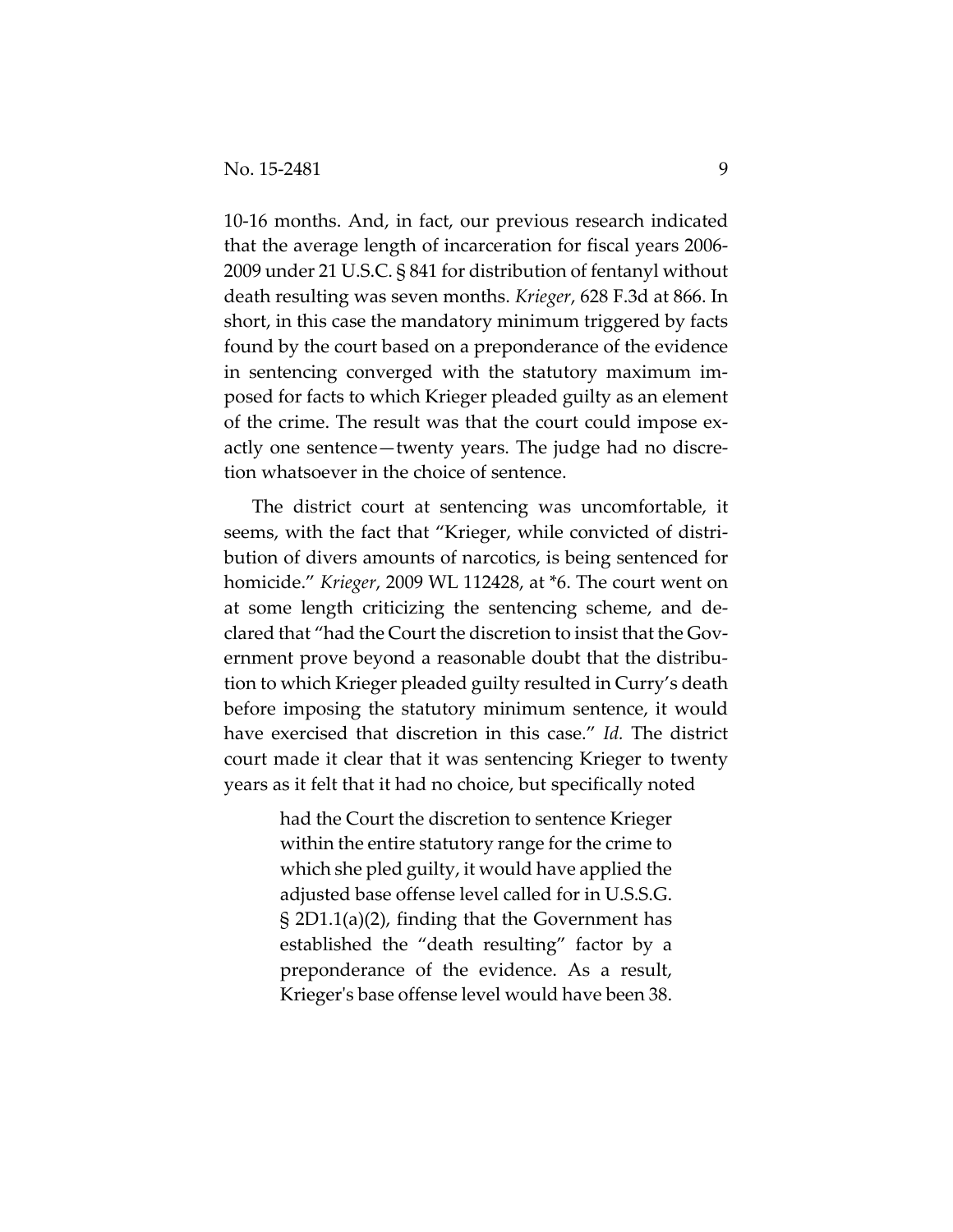10-16 months. And, in fact, our previous research indicated that the average length of incarceration for fiscal years 2006-2009 under 21 U.S.C. § 841 for distribution of fentanyl without death resulting was seven months. *Krieger*, 628 F.3d at 866. In short, in this case the mandatory minimum triggered by facts found by the court based on a preponderance of the evidence in sentencing converged with the statutory maximum imposed for facts to which Krieger pleaded guilty as an element of the crime. The result was that the court could impose exactly one sentence—twenty years. The judge had no discretion whatsoever in the choice of sentence.

The district court at sentencing was uncomfortable, it seems, with the fact that "Krieger, while convicted of distribution of divers amounts of narcotics, is being sentenced for homicide." *Krieger*, 2009 WL 112428, at *6. The court went on at some length criticizing the sentencing scheme, and declared that "had the Court the discretion to insist that the Government prove beyond a reasonable doubt that the distribution to which Krieger pleaded guilty resulted in Curry's death before imposing the statutory minimum sentence, it would have exercised that discretion in this case." *Id.* The district court made it clear that it was sentencing Krieger to twenty years as it felt that it had no choice, but specifically noted

> had the Court the discretion to sentence Krieger within the entire statutory range for the crime to which she pled guilty, it would have applied the adjusted base offense level called for in U.S.S.G. § 2D1.1(a)(2), finding that the Government has established the "death resulting" factor by a preponderance of the evidence. As a result, Krieger's base offense level would have been 38.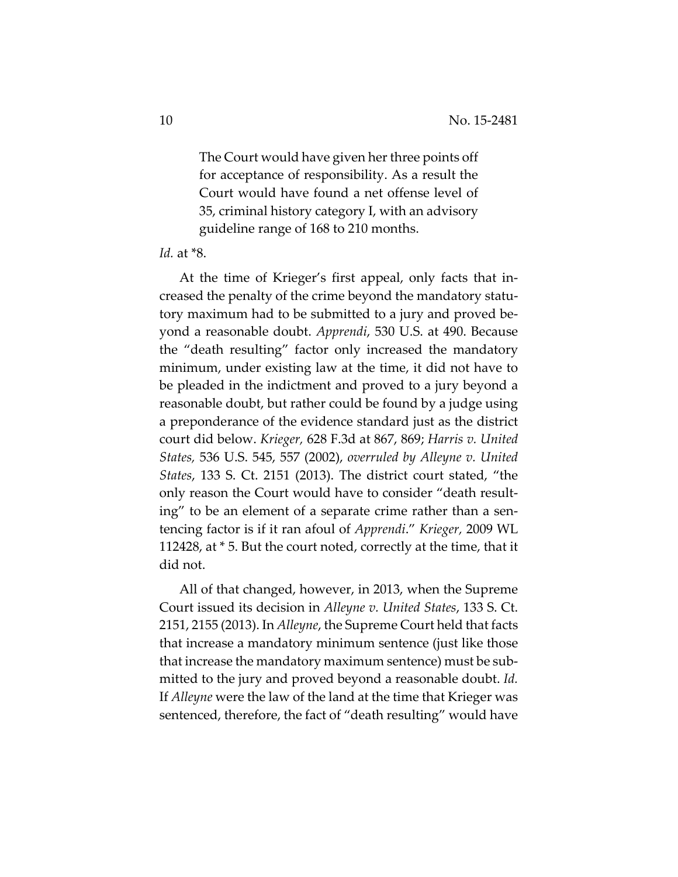> The Court would have given her three points off for acceptance of responsibility. As a result the Court would have found a net offense level of 35, criminal history category I, with an advisory guideline range of 168 to 210 months.

*Id.* at *8.

At the time of Krieger's first appeal, only facts that increased the penalty of the crime beyond the mandatory statutory maximum had to be submitted to a jury and proved beyond a reasonable doubt. *Apprendi*, 530 U.S. at 490. Because the "death resulting" factor only increased the mandatory minimum, under existing law at the time, it did not have to be pleaded in the indictment and proved to a jury beyond a reasonable doubt, but rather could be found by a judge using a preponderance of the evidence standard just as the district court did below. *Krieger,* 628 F.3d at 867, 869; *Harris v. United States,* 536 U.S. 545, 557 (2002), *overruled by Alleyne v. United States*, 133 S. Ct. 2151 (2013). The district court stated, "the only reason the Court would have to consider "death resulting" to be an element of a separate crime rather than a sentencing factor is if it ran afoul of *Apprendi*." *Krieger,* 2009 WL 112428, at * 5. But the court noted, correctly at the time, that it did not.

All of that changed, however, in 2013, when the Supreme Court issued its decision in *Alleyne v. United States*, 133 S. Ct. 2151, 2155 (2013). In *Alleyne*, the Supreme Court held that facts that increase a mandatory minimum sentence (just like those that increase the mandatory maximum sentence) must be submitted to the jury and proved beyond a reasonable doubt. *Id.* If *Alleyne* were the law of the land at the time that Krieger was sentenced, therefore, the fact of "death resulting" would have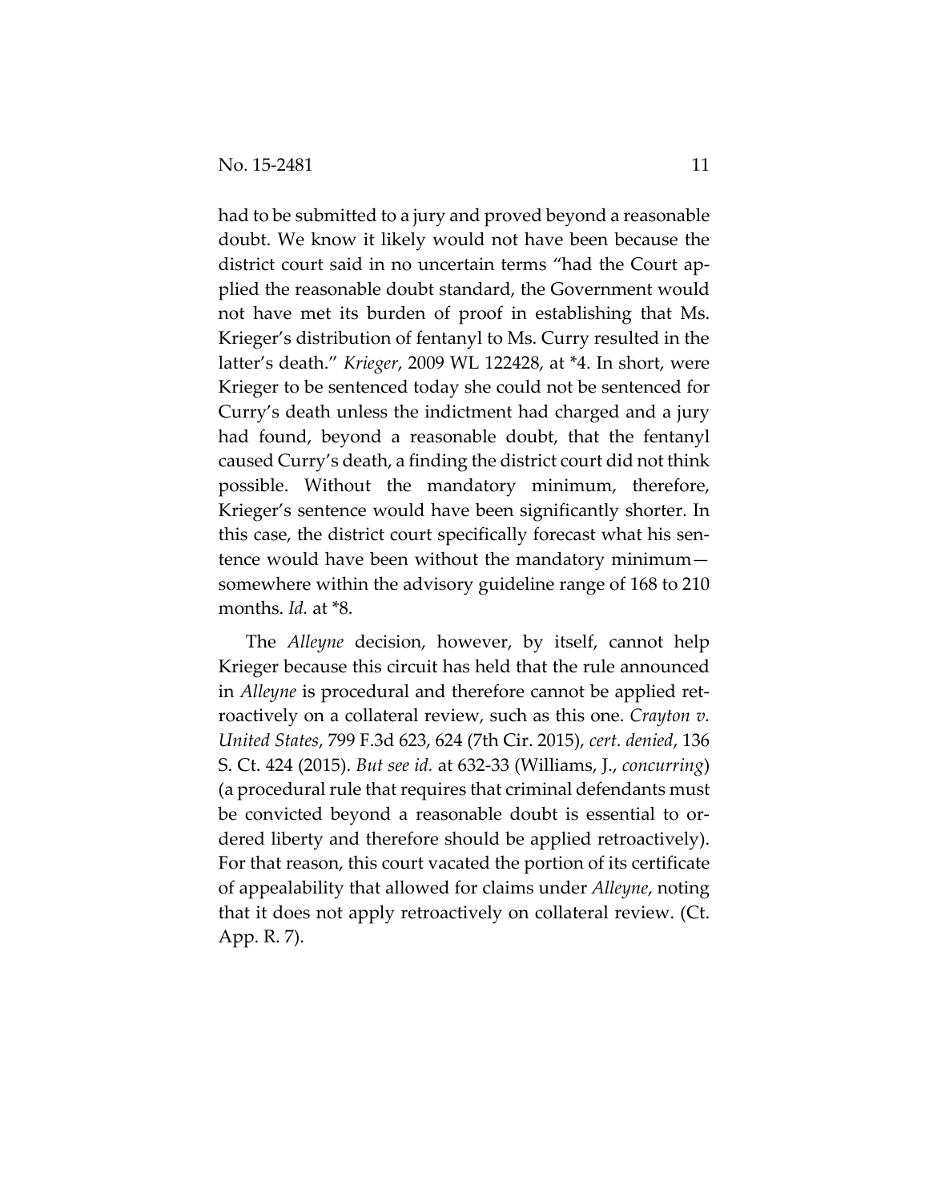had to be submitted to a jury and proved beyond a reasonable doubt. We know it likely would not have been because the district court said in no uncertain terms "had the Court applied the reasonable doubt standard, the Government would not have met its burden of proof in establishing that Ms. Krieger's distribution of fentanyl to Ms. Curry resulted in the latter's death." *Krieger*, 2009 WL 122428, at *4. In short, were Krieger to be sentenced today she could not be sentenced for Curry's death unless the indictment had charged and a jury had found, beyond a reasonable doubt, that the fentanyl caused Curry's death, a finding the district court did not think possible. Without the mandatory minimum, therefore, Krieger's sentence would have been significantly shorter. In this case, the district court specifically forecast what his sentence would have been without the mandatory minimum—somewhere within the advisory guideline range of 168 to 210 months. *Id.* at *8.

The *Alleyne* decision, however, by itself, cannot help Krieger because this circuit has held that the rule announced in *Alleyne* is procedural and therefore cannot be applied retroactively on a collateral review, such as this one. *Crayton v. United States*, 799 F.3d 623, 624 (7th Cir. 2015), *cert. denied*, 136 S. Ct. 424 (2015). *But see id.* at 632-33 (Williams, J., *concurring*) (a procedural rule that requires that criminal defendants must be convicted beyond a reasonable doubt is essential to ordered liberty and therefore should be applied retroactively). For that reason, this court vacated the portion of its certificate of appealability that allowed for claims under *Alleyne*, noting that it does not apply retroactively on collateral review. (Ct. App. R. 7).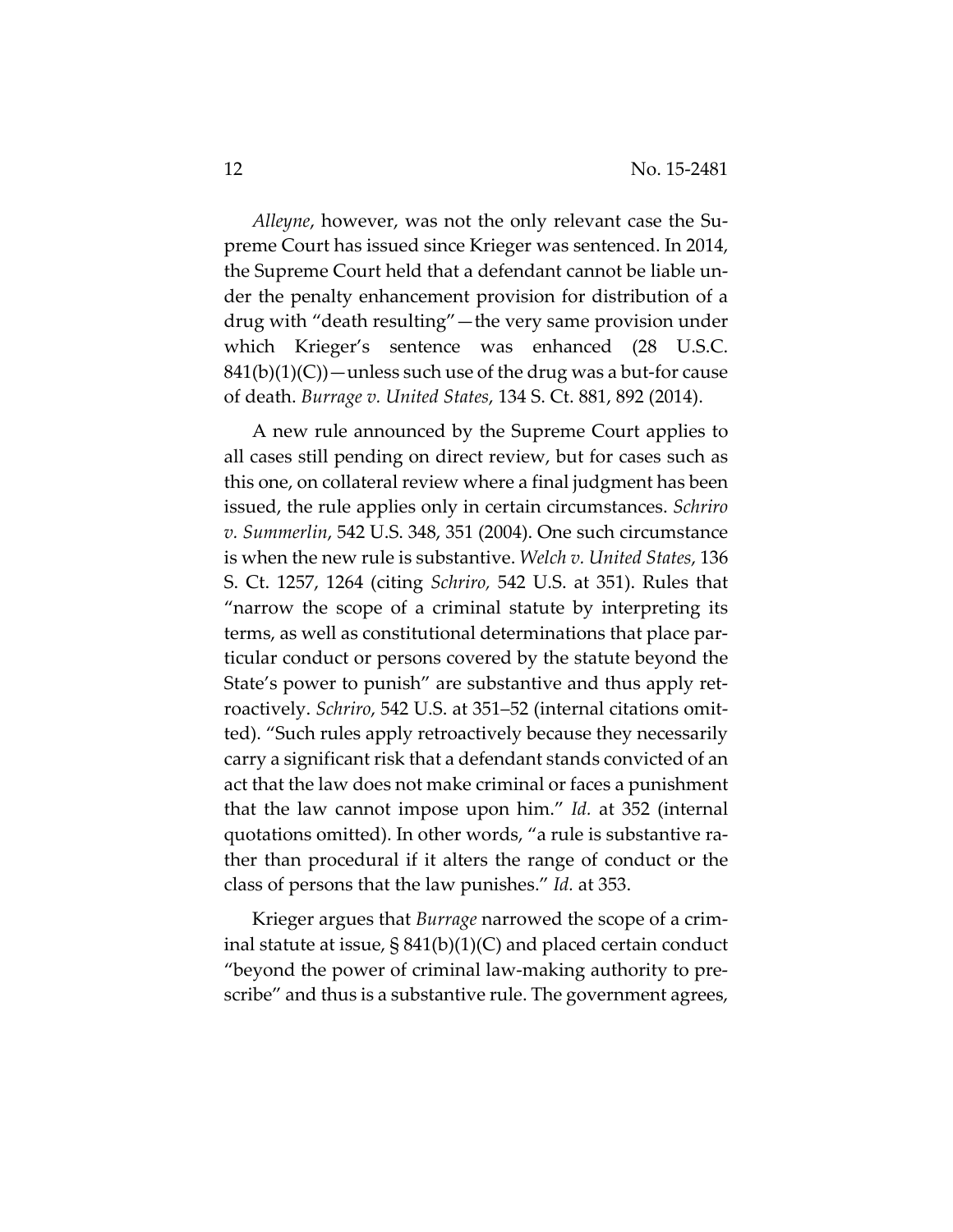*Alleyne*, however, was not the only relevant case the Supreme Court has issued since Krieger was sentenced. In 2014, the Supreme Court held that a defendant cannot be liable under the penalty enhancement provision for distribution of a drug with "death resulting"—the very same provision under which Krieger's sentence was enhanced (28 U.S.C. 841(b)(1)(C))—unless such use of the drug was a but-for cause of death. *Burrage v. United States*, 134 S. Ct. 881, 892 (2014).

A new rule announced by the Supreme Court applies to all cases still pending on direct review, but for cases such as this one, on collateral review where a final judgment has been issued, the rule applies only in certain circumstances. *Schriro v. Summerlin*, 542 U.S. 348, 351 (2004). One such circumstance is when the new rule is substantive. *Welch v. United States*, 136 S. Ct. 1257, 1264 (citing *Schriro,* 542 U.S. at 351). Rules that "narrow the scope of a criminal statute by interpreting its terms, as well as constitutional determinations that place particular conduct or persons covered by the statute beyond the State's power to punish" are substantive and thus apply retroactively. *Schriro*, 542 U.S. at 351–52 (internal citations omitted). "Such rules apply retroactively because they necessarily carry a significant risk that a defendant stands convicted of an act that the law does not make criminal or faces a punishment that the law cannot impose upon him." *Id.* at 352 (internal quotations omitted). In other words, "a rule is substantive rather than procedural if it alters the range of conduct or the class of persons that the law punishes." *Id.* at 353.

Krieger argues that *Burrage* narrowed the scope of a criminal statute at issue, § 841(b)(1)(C) and placed certain conduct "beyond the power of criminal law-making authority to prescribe" and thus is a substantive rule. The government agrees,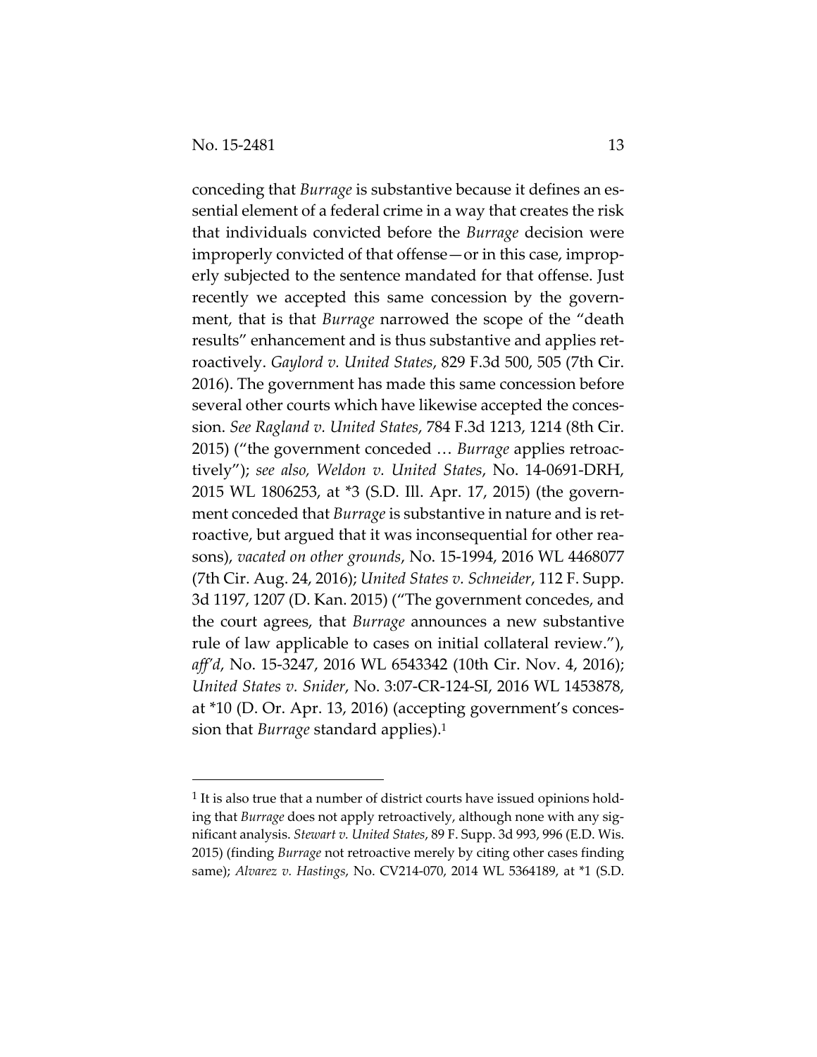conceding that *Burrage* is substantive because it defines an essential element of a federal crime in a way that creates the risk that individuals convicted before the *Burrage* decision were improperly convicted of that offense—or in this case, improperly subjected to the sentence mandated for that offense. Just recently we accepted this same concession by the government, that is that *Burrage* narrowed the scope of the "death results" enhancement and is thus substantive and applies retroactively. *Gaylord v. United States*, 829 F.3d 500, 505 (7th Cir. 2016). The government has made this same concession before several other courts which have likewise accepted the concession. *See Ragland v. United States*, 784 F.3d 1213, 1214 (8th Cir. 2015) ("the government conceded … *Burrage* applies retroactively"); *see also, Weldon v. United States*, No. 14-0691-DRH, 2015 WL 1806253, at *3 (S.D. Ill. Apr. 17, 2015) (the government conceded that *Burrage* is substantive in nature and is retroactive, but argued that it was inconsequential for other reasons), *vacated on other grounds*, No. 15-1994, 2016 WL 4468077 (7th Cir. Aug. 24, 2016); *United States v. Schneider*, 112 F. Supp. 3d 1197, 1207 (D. Kan. 2015) ("The government concedes, and the court agrees, that *Burrage* announces a new substantive rule of law applicable to cases on initial collateral review."), *aff'd*, No. 15-3247, 2016 WL 6543342 (10th Cir. Nov. 4, 2016); *United States v. Snider*, No. 3:07-CR-124-SI, 2016 WL 1453878, at *10 (D. Or. Apr. 13, 2016) (accepting government's concession that *Burrage* standard applies).[1]

---

[1] It is also true that a number of district courts have issued opinions holding that *Burrage* does not apply retroactively, although none with any significant analysis. *Stewart v. United States*, 89 F. Supp. 3d 993, 996 (E.D. Wis. 2015) (finding *Burrage* not retroactive merely by citing other cases finding same); *Alvarez v. Hastings*, No. CV214-070, 2014 WL 5364189, at *1 (S.D.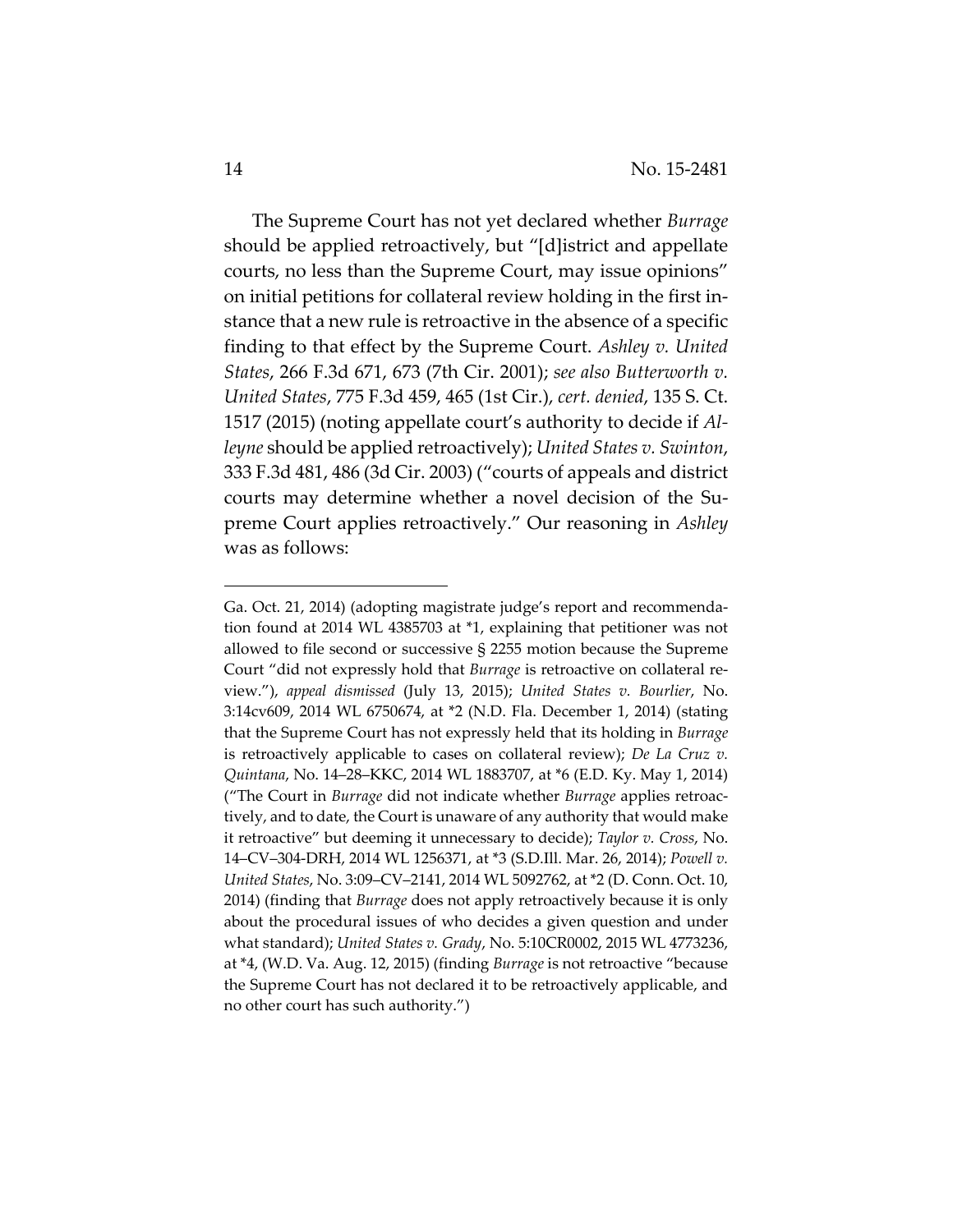The Supreme Court has not yet declared whether *Burrage* should be applied retroactively, but "[d]istrict and appellate courts, no less than the Supreme Court, may issue opinions" on initial petitions for collateral review holding in the first instance that a new rule is retroactive in the absence of a specific finding to that effect by the Supreme Court. *Ashley v. United States*, 266 F.3d 671, 673 (7th Cir. 2001); *see also Butterworth v. United States*, 775 F.3d 459, 465 (1st Cir.), *cert. denied*, 135 S. Ct. 1517 (2015) (noting appellate court's authority to decide if *Alleyne* should be applied retroactively); *United States v. Swinton*, 333 F.3d 481, 486 (3d Cir. 2003) ("courts of appeals and district courts may determine whether a novel decision of the Supreme Court applies retroactively." Our reasoning in *Ashley* was as follows:

---

Ga. Oct. 21, 2014) (adopting magistrate judge's report and recommendation found at 2014 WL 4385703 at *1, explaining that petitioner was not allowed to file second or successive § 2255 motion because the Supreme Court "did not expressly hold that *Burrage* is retroactive on collateral review."), *appeal dismissed* (July 13, 2015); *United States v. Bourlier*, No. 3:14cv609, 2014 WL 6750674, at *2 (N.D. Fla. December 1, 2014) (stating that the Supreme Court has not expressly held that its holding in *Burrage* is retroactively applicable to cases on collateral review); *De La Cruz v. Quintana*, No. 14–28–KKC, 2014 WL 1883707, at *6 (E.D. Ky. May 1, 2014) ("The Court in *Burrage* did not indicate whether *Burrage* applies retroactively, and to date, the Court is unaware of any authority that would make it retroactive" but deeming it unnecessary to decide); *Taylor v. Cross*, No. 14–CV–304-DRH, 2014 WL 1256371, at *3 (S.D.Ill. Mar. 26, 2014); *Powell v. United States*, No. 3:09–CV–2141, 2014 WL 5092762, at *2 (D. Conn. Oct. 10, 2014) (finding that *Burrage* does not apply retroactively because it is only about the procedural issues of who decides a given question and under what standard); *United States v. Grady*, No. 5:10CR0002, 2015 WL 4773236, at *4, (W.D. Va. Aug. 12, 2015) (finding *Burrage* is not retroactive "because the Supreme Court has not declared it to be retroactively applicable, and no other court has such authority.")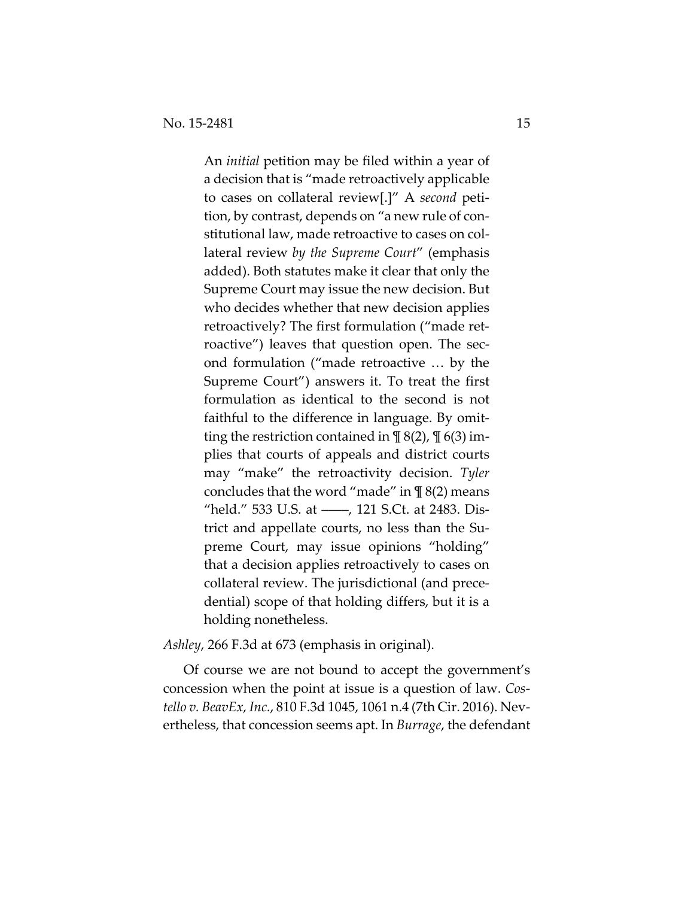> An *initial* petition may be filed within a year of a decision that is "made retroactively applicable to cases on collateral review[.]" A *second* petition, by contrast, depends on "a new rule of constitutional law, made retroactive to cases on collateral review *by the Supreme Court*" (emphasis added). Both statutes make it clear that only the Supreme Court may issue the new decision. But who decides whether that new decision applies retroactively? The first formulation ("made retroactive") leaves that question open. The second formulation ("made retroactive … by the Supreme Court") answers it. To treat the first formulation as identical to the second is not faithful to the difference in language. By omitting the restriction contained in ¶ 8(2), ¶ 6(3) implies that courts of appeals and district courts may "make" the retroactivity decision. *Tyler* concludes that the word "made" in ¶ 8(2) means "held." 533 U.S. at ——, 121 S.Ct. at 2483. District and appellate courts, no less than the Supreme Court, may issue opinions "holding" that a decision applies retroactively to cases on collateral review. The jurisdictional (and precedential) scope of that holding differs, but it is a holding nonetheless.

*Ashley*, 266 F.3d at 673 (emphasis in original).

Of course we are not bound to accept the government's concession when the point at issue is a question of law. *Costello v. BeavEx, Inc.*, 810 F.3d 1045, 1061 n.4 (7th Cir. 2016). Nevertheless, that concession seems apt. In *Burrage*, the defendant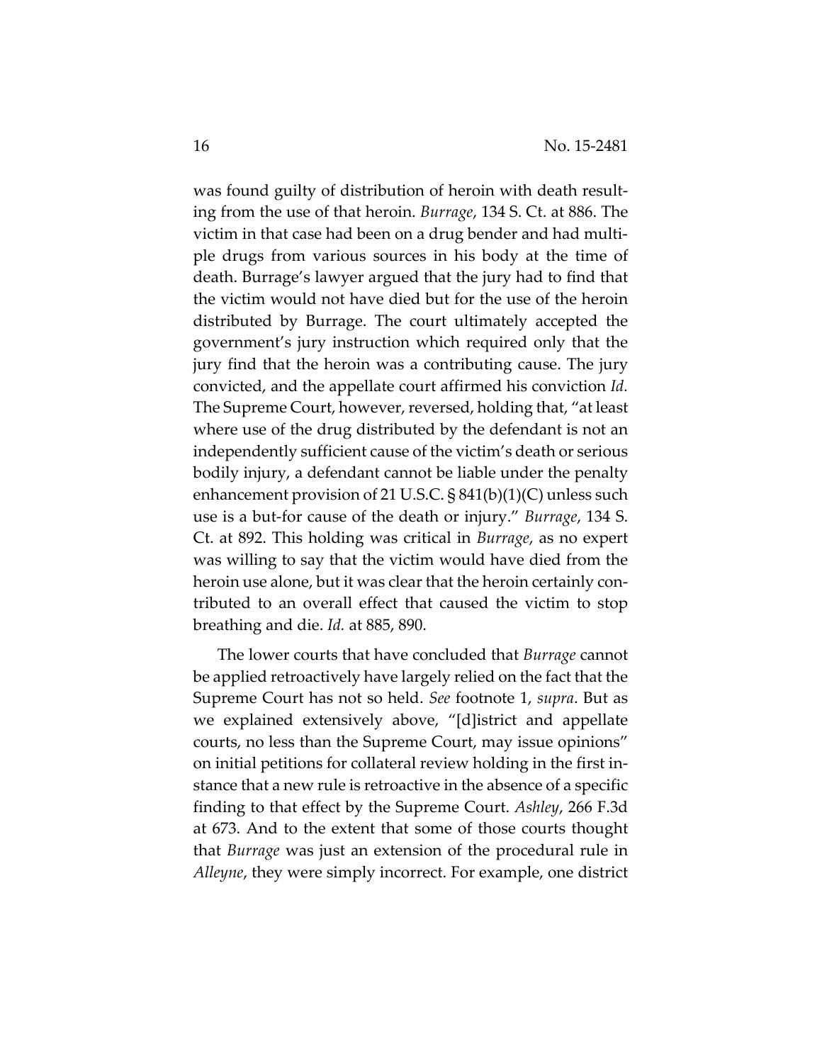was found guilty of distribution of heroin with death resulting from the use of that heroin. *Burrage*, 134 S. Ct. at 886. The victim in that case had been on a drug bender and had multiple drugs from various sources in his body at the time of death. Burrage's lawyer argued that the jury had to find that the victim would not have died but for the use of the heroin distributed by Burrage. The court ultimately accepted the government's jury instruction which required only that the jury find that the heroin was a contributing cause. The jury convicted, and the appellate court affirmed his conviction *Id.* The Supreme Court, however, reversed, holding that, "at least where use of the drug distributed by the defendant is not an independently sufficient cause of the victim's death or serious bodily injury, a defendant cannot be liable under the penalty enhancement provision of 21 U.S.C. § 841(b)(1)(C) unless such use is a but-for cause of the death or injury." *Burrage*, 134 S. Ct. at 892. This holding was critical in *Burrage*, as no expert was willing to say that the victim would have died from the heroin use alone, but it was clear that the heroin certainly contributed to an overall effect that caused the victim to stop breathing and die. *Id.* at 885, 890.

The lower courts that have concluded that *Burrage* cannot be applied retroactively have largely relied on the fact that the Supreme Court has not so held. *See* footnote 1, *supra*. But as we explained extensively above, "[d]istrict and appellate courts, no less than the Supreme Court, may issue opinions" on initial petitions for collateral review holding in the first instance that a new rule is retroactive in the absence of a specific finding to that effect by the Supreme Court. *Ashley*, 266 F.3d at 673. And to the extent that some of those courts thought that *Burrage* was just an extension of the procedural rule in *Alleyne*, they were simply incorrect. For example, one district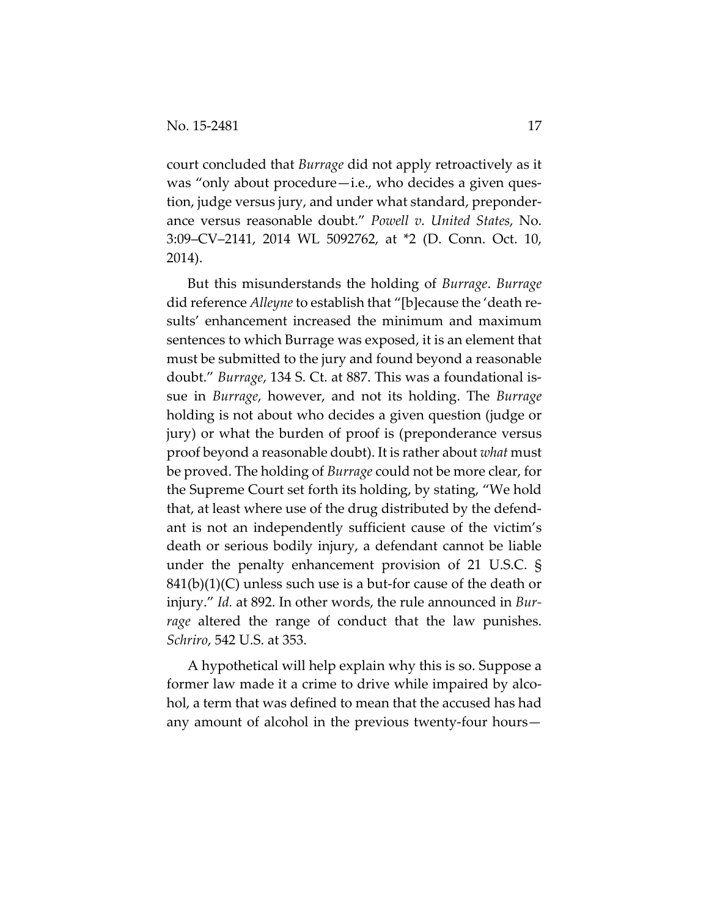court concluded that *Burrage* did not apply retroactively as it was "only about procedure—i.e., who decides a given question, judge versus jury, and under what standard, preponderance versus reasonable doubt." *Powell v. United States*, No. 3:09–CV–2141, 2014 WL 5092762, at *2 (D. Conn. Oct. 10, 2014).

But this misunderstands the holding of *Burrage*. *Burrage* did reference *Alleyne* to establish that "[b]ecause the 'death results' enhancement increased the minimum and maximum sentences to which Burrage was exposed, it is an element that must be submitted to the jury and found beyond a reasonable doubt." *Burrage*, 134 S. Ct. at 887. This was a foundational issue in *Burrage*, however, and not its holding. The *Burrage* holding is not about who decides a given question (judge or jury) or what the burden of proof is (preponderance versus proof beyond a reasonable doubt). It is rather about *what* must be proved. The holding of *Burrage* could not be more clear, for the Supreme Court set forth its holding, by stating, "We hold that, at least where use of the drug distributed by the defendant is not an independently sufficient cause of the victim's death or serious bodily injury, a defendant cannot be liable under the penalty enhancement provision of 21 U.S.C. § 841(b)(1)(C) unless such use is a but-for cause of the death or injury." *Id.* at 892. In other words, the rule announced in *Burrage* altered the range of conduct that the law punishes. *Schriro*, 542 U.S. at 353.

A hypothetical will help explain why this is so. Suppose a former law made it a crime to drive while impaired by alcohol, a term that was defined to mean that the accused has had any amount of alcohol in the previous twenty-four hours—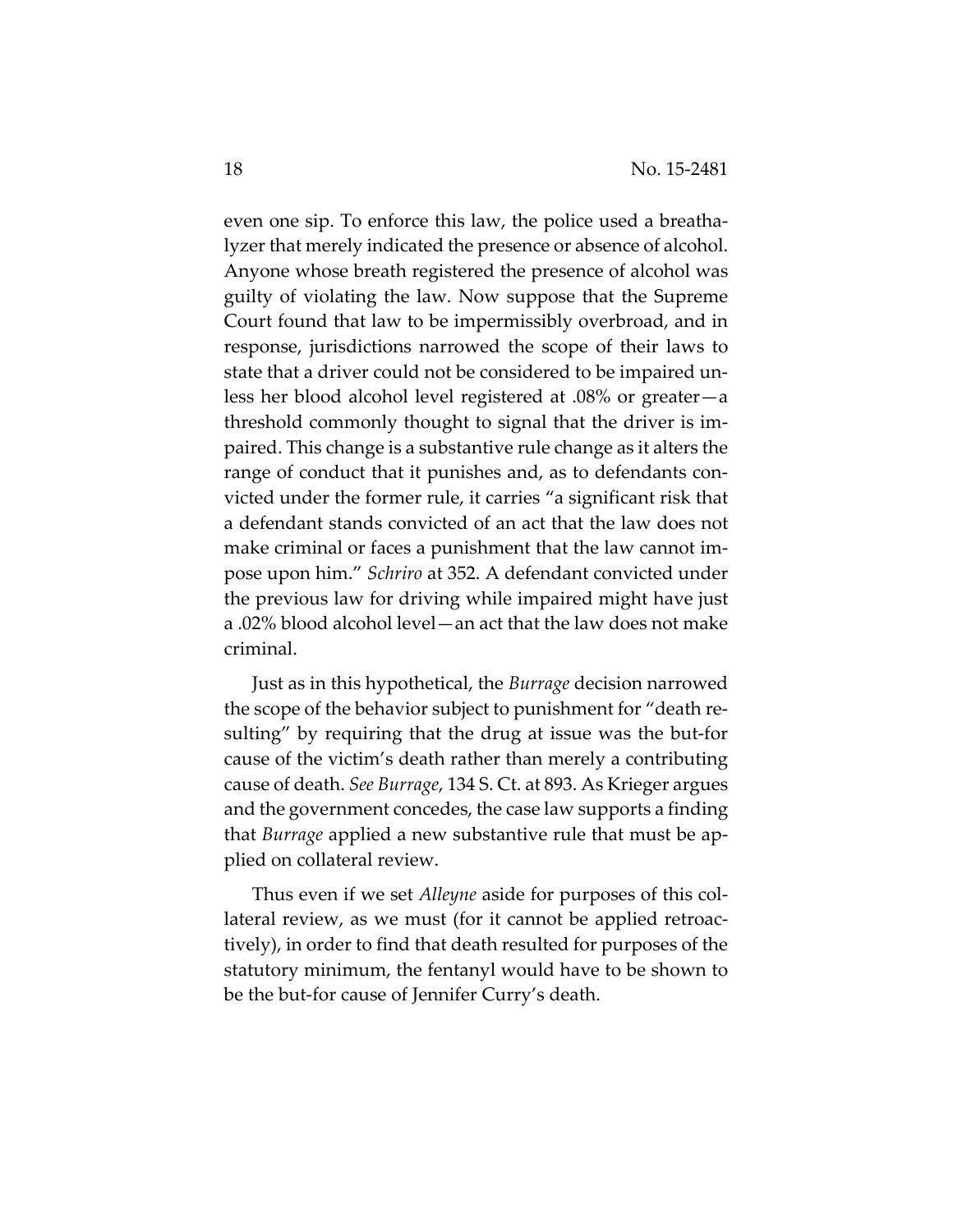even one sip. To enforce this law, the police used a breathalyzer that merely indicated the presence or absence of alcohol. Anyone whose breath registered the presence of alcohol was guilty of violating the law. Now suppose that the Supreme Court found that law to be impermissibly overbroad, and in response, jurisdictions narrowed the scope of their laws to state that a driver could not be considered to be impaired unless her blood alcohol level registered at .08% or greater—a threshold commonly thought to signal that the driver is impaired. This change is a substantive rule change as it alters the range of conduct that it punishes and, as to defendants convicted under the former rule, it carries "a significant risk that a defendant stands convicted of an act that the law does not make criminal or faces a punishment that the law cannot impose upon him." *Schriro* at 352. A defendant convicted under the previous law for driving while impaired might have just a .02% blood alcohol level—an act that the law does not make criminal.

Just as in this hypothetical, the *Burrage* decision narrowed the scope of the behavior subject to punishment for "death resulting" by requiring that the drug at issue was the but-for cause of the victim's death rather than merely a contributing cause of death. *See Burrage*, 134 S. Ct. at 893. As Krieger argues and the government concedes, the case law supports a finding that *Burrage* applied a new substantive rule that must be applied on collateral review.

Thus even if we set *Alleyne* aside for purposes of this collateral review, as we must (for it cannot be applied retroactively), in order to find that death resulted for purposes of the statutory minimum, the fentanyl would have to be shown to be the but-for cause of Jennifer Curry's death.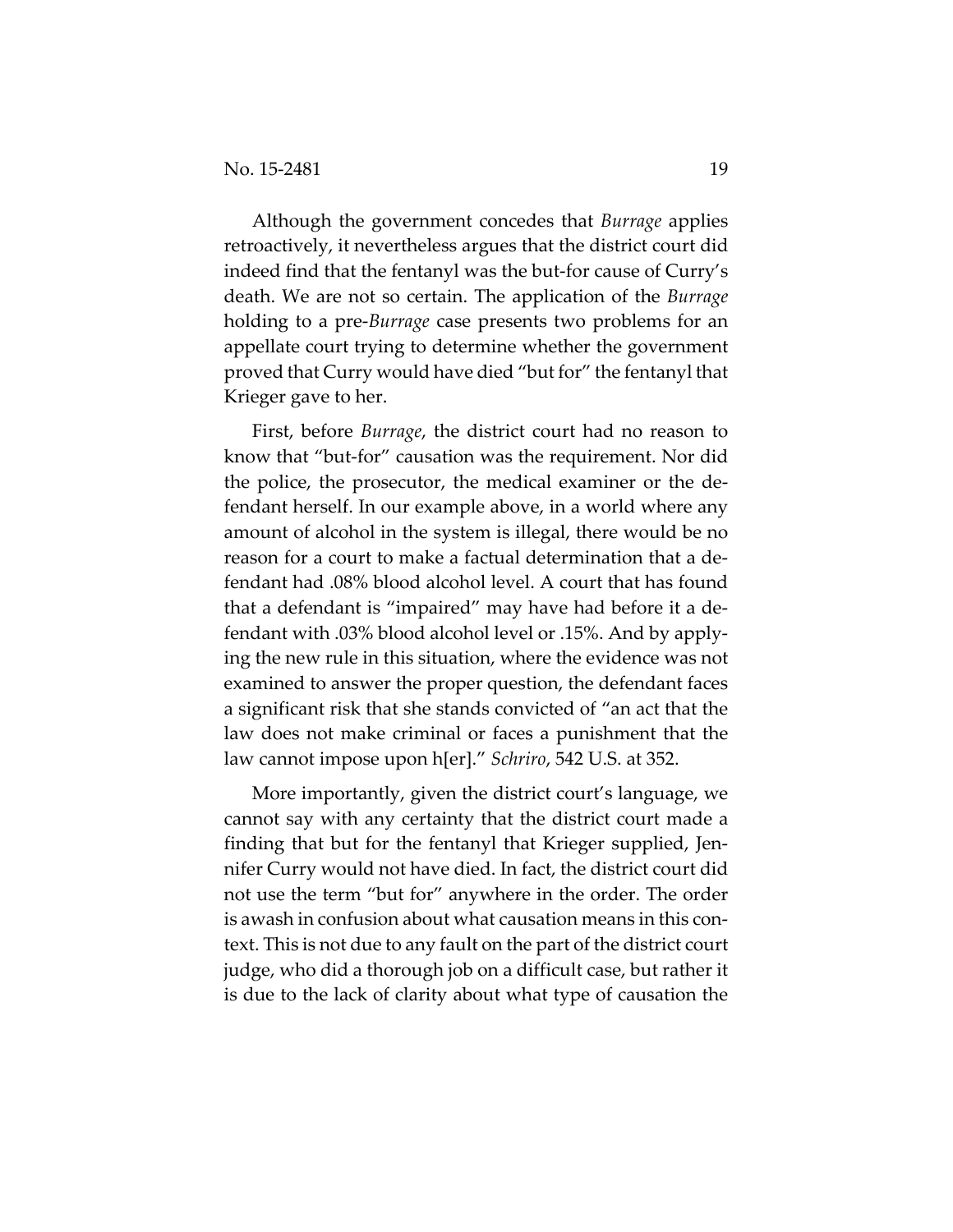Although the government concedes that *Burrage* applies retroactively, it nevertheless argues that the district court did indeed find that the fentanyl was the but-for cause of Curry's death. We are not so certain. The application of the *Burrage* holding to a pre-*Burrage* case presents two problems for an appellate court trying to determine whether the government proved that Curry would have died "but for" the fentanyl that Krieger gave to her.

First, before *Burrage*, the district court had no reason to know that "but-for" causation was the requirement. Nor did the police, the prosecutor, the medical examiner or the defendant herself. In our example above, in a world where any amount of alcohol in the system is illegal, there would be no reason for a court to make a factual determination that a defendant had .08% blood alcohol level. A court that has found that a defendant is "impaired" may have had before it a defendant with .03% blood alcohol level or .15%. And by applying the new rule in this situation, where the evidence was not examined to answer the proper question, the defendant faces a significant risk that she stands convicted of "an act that the law does not make criminal or faces a punishment that the law cannot impose upon h[er]." *Schriro*, 542 U.S. at 352.

More importantly, given the district court's language, we cannot say with any certainty that the district court made a finding that but for the fentanyl that Krieger supplied, Jennifer Curry would not have died. In fact, the district court did not use the term "but for" anywhere in the order. The order is awash in confusion about what causation means in this context. This is not due to any fault on the part of the district court judge, who did a thorough job on a difficult case, but rather it is due to the lack of clarity about what type of causation the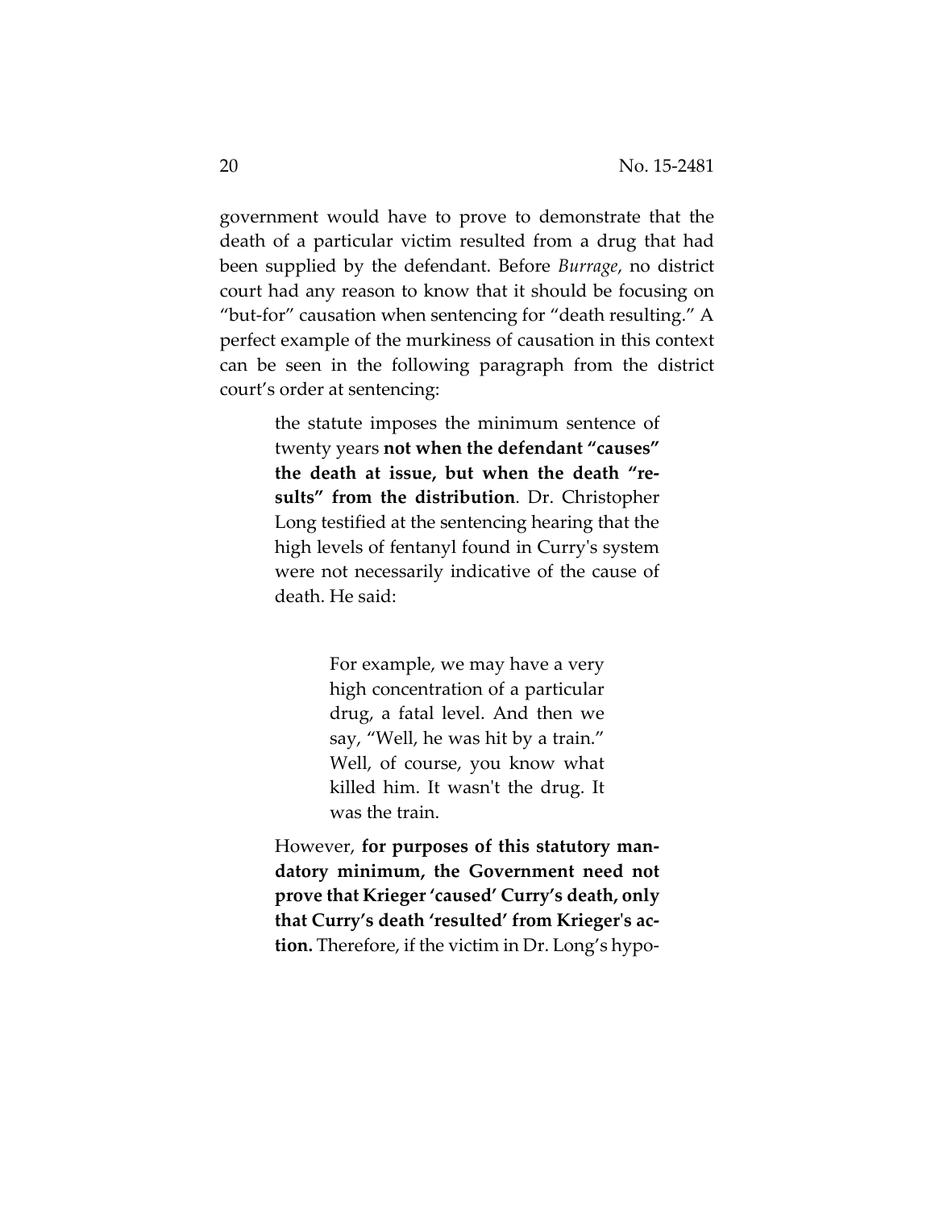government would have to prove to demonstrate that the death of a particular victim resulted from a drug that had been supplied by the defendant. Before *Burrage*, no district court had any reason to know that it should be focusing on "but-for" causation when sentencing for "death resulting." A perfect example of the murkiness of causation in this context can be seen in the following paragraph from the district court's order at sentencing:

> the statute imposes the minimum sentence of twenty years **not when the defendant "causes" the death at issue, but when the death "results" from the distribution**. Dr. Christopher Long testified at the sentencing hearing that the high levels of fentanyl found in Curry's system were not necessarily indicative of the cause of death. He said:
>
> > For example, we may have a very high concentration of a particular drug, a fatal level. And then we say, "Well, he was hit by a train." Well, of course, you know what killed him. It wasn't the drug. It was the train.
>
> However, **for purposes of this statutory mandatory minimum, the Government need not prove that Krieger 'caused' Curry's death, only that Curry's death 'resulted' from Krieger's action.** Therefore, if the victim in Dr. Long's hypo-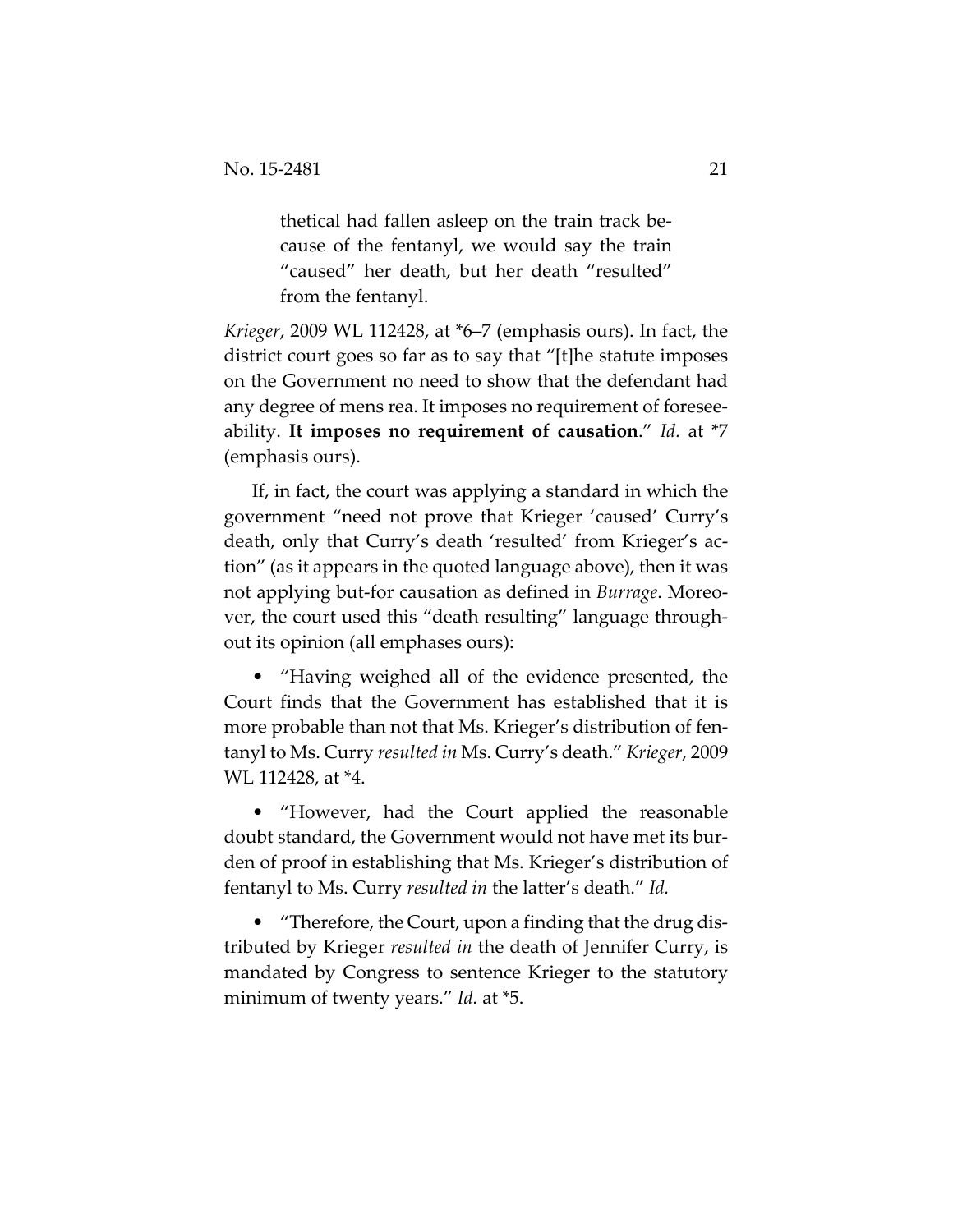> thetical had fallen asleep on the train track because of the fentanyl, we would say the train "caused" her death, but her death "resulted" from the fentanyl.

*Krieger*, 2009 WL 112428, at \*6–7 (emphasis ours). In fact, the district court goes so far as to say that "[t]he statute imposes on the Government no need to show that the defendant had any degree of mens rea. It imposes no requirement of foreseeability. **It imposes no requirement of causation**." *Id.* at \*7 (emphasis ours).

If, in fact, the court was applying a standard in which the government "need not prove that Krieger 'caused' Curry's death, only that Curry's death 'resulted' from Krieger's action" (as it appears in the quoted language above), then it was not applying but-for causation as defined in *Burrage*. Moreover, the court used this "death resulting" language throughout its opinion (all emphases ours):

- "Having weighed all of the evidence presented, the Court finds that the Government has established that it is more probable than not that Ms. Krieger's distribution of fentanyl to Ms. Curry *resulted in* Ms. Curry's death." *Krieger*, 2009 WL 112428, at \*4.

- "However, had the Court applied the reasonable doubt standard, the Government would not have met its burden of proof in establishing that Ms. Krieger's distribution of fentanyl to Ms. Curry *resulted in* the latter's death." *Id.*

- "Therefore, the Court, upon a finding that the drug distributed by Krieger *resulted in* the death of Jennifer Curry, is mandated by Congress to sentence Krieger to the statutory minimum of twenty years." *Id.* at \*5.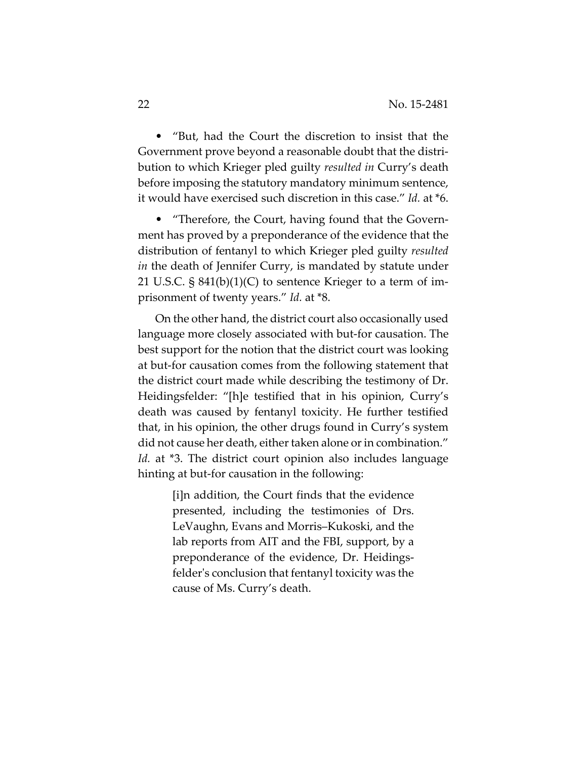- "But, had the Court the discretion to insist that the Government prove beyond a reasonable doubt that the distribution to which Krieger pled guilty *resulted in* Curry's death before imposing the statutory mandatory minimum sentence, it would have exercised such discretion in this case." *Id.* at *6.

- "Therefore, the Court, having found that the Government has proved by a preponderance of the evidence that the distribution of fentanyl to which Krieger pled guilty *resulted in* the death of Jennifer Curry, is mandated by statute under 21 U.S.C. § 841(b)(1)(C) to sentence Krieger to a term of imprisonment of twenty years." *Id.* at *8.

On the other hand, the district court also occasionally used language more closely associated with but-for causation. The best support for the notion that the district court was looking at but-for causation comes from the following statement that the district court made while describing the testimony of Dr. Heidingsfelder: "[h]e testified that in his opinion, Curry's death was caused by fentanyl toxicity. He further testified that, in his opinion, the other drugs found in Curry's system did not cause her death, either taken alone or in combination." *Id.* at *3. The district court opinion also includes language hinting at but-for causation in the following:

> [i]n addition, the Court finds that the evidence presented, including the testimonies of Drs. LeVaughn, Evans and Morris–Kukoski, and the lab reports from AIT and the FBI, support, by a preponderance of the evidence, Dr. Heidingsfelder's conclusion that fentanyl toxicity was the cause of Ms. Curry's death.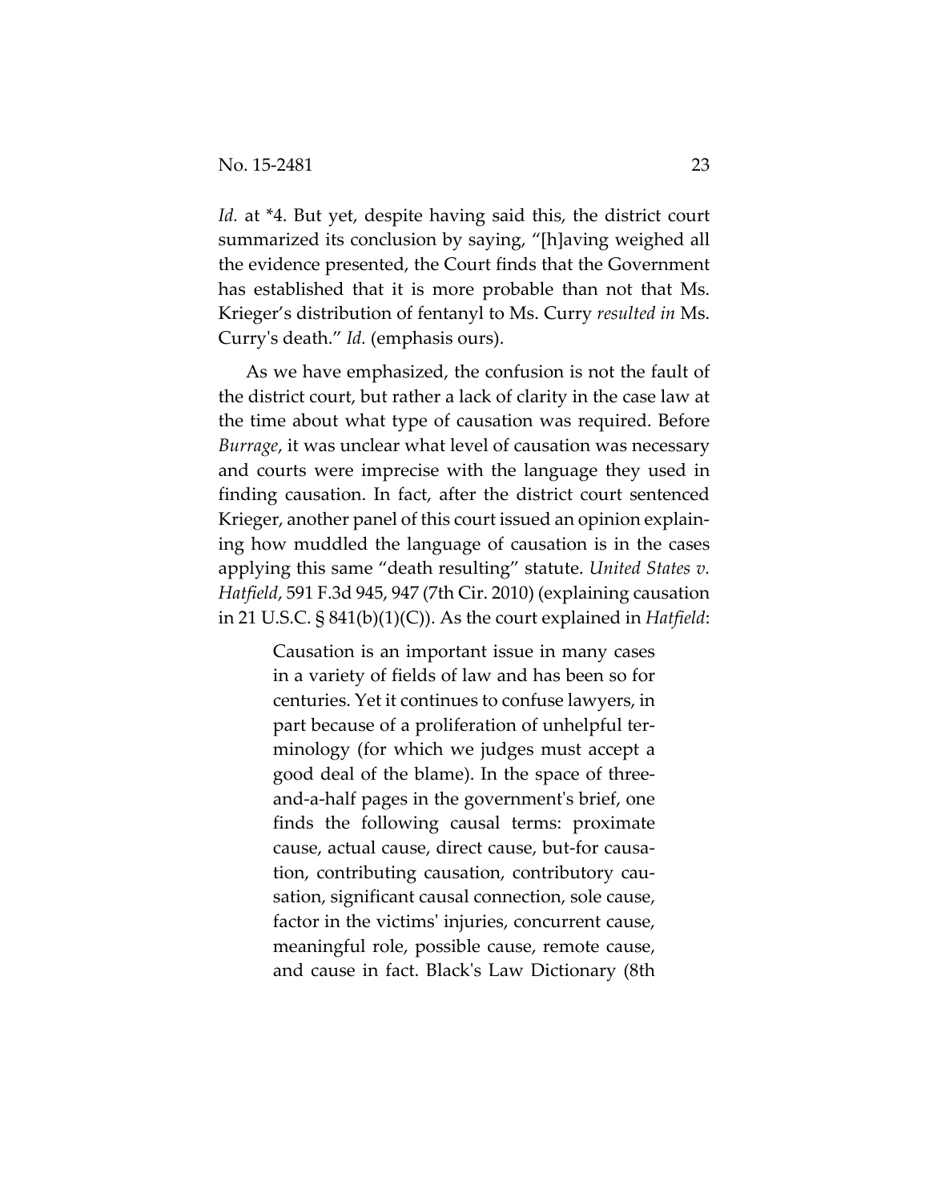*Id.* at *4. But yet, despite having said this, the district court summarized its conclusion by saying, "[h]aving weighed all the evidence presented, the Court finds that the Government has established that it is more probable than not that Ms. Krieger's distribution of fentanyl to Ms. Curry *resulted in* Ms. Curry's death." *Id.* (emphasis ours).

As we have emphasized, the confusion is not the fault of the district court, but rather a lack of clarity in the case law at the time about what type of causation was required. Before *Burrage*, it was unclear what level of causation was necessary and courts were imprecise with the language they used in finding causation. In fact, after the district court sentenced Krieger, another panel of this court issued an opinion explaining how muddled the language of causation is in the cases applying this same "death resulting" statute. *United States v. Hatfield*, 591 F.3d 945, 947 (7th Cir. 2010) (explaining causation in 21 U.S.C. § 841(b)(1)(C)). As the court explained in *Hatfield*:

> Causation is an important issue in many cases in a variety of fields of law and has been so for centuries. Yet it continues to confuse lawyers, in part because of a proliferation of unhelpful terminology (for which we judges must accept a good deal of the blame). In the space of three-and-a-half pages in the government's brief, one finds the following causal terms: proximate cause, actual cause, direct cause, but-for causation, contributing causation, contributory causation, significant causal connection, sole cause, factor in the victims' injuries, concurrent cause, meaningful role, possible cause, remote cause, and cause in fact. Black's Law Dictionary (8th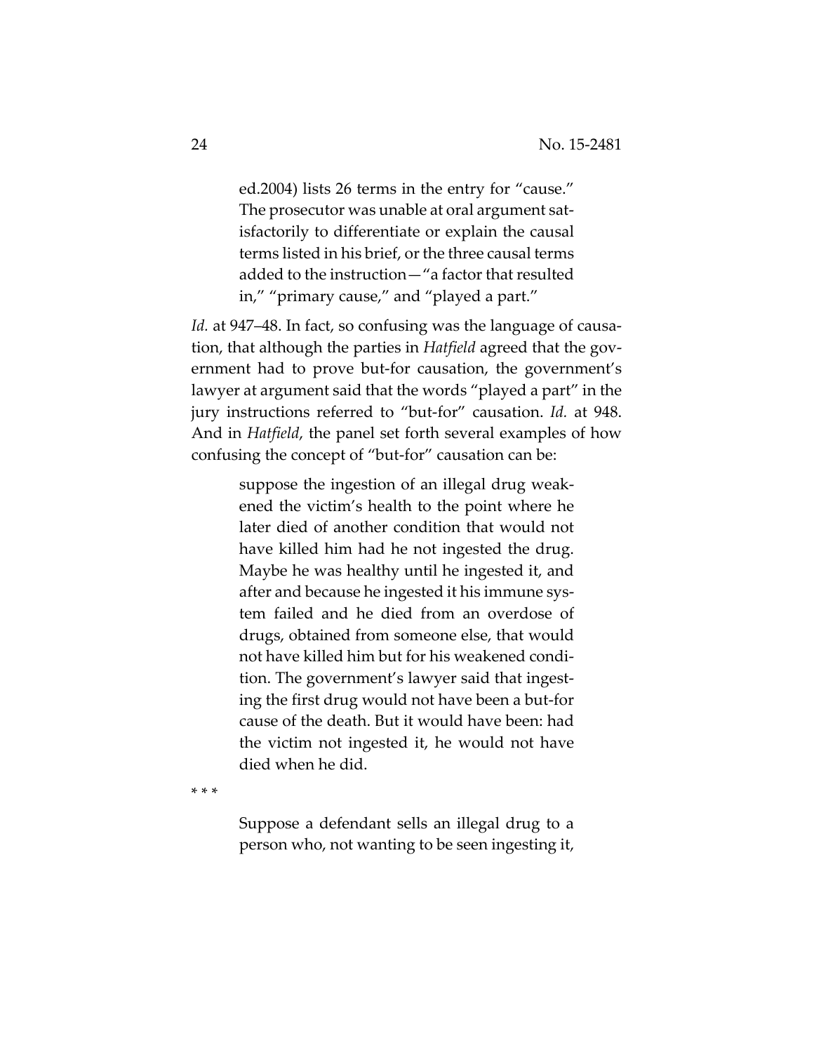> ed.2004) lists 26 terms in the entry for "cause." The prosecutor was unable at oral argument satisfactorily to differentiate or explain the causal terms listed in his brief, or the three causal terms added to the instruction—"a factor that resulted in," "primary cause," and "played a part."

*Id.* at 947–48. In fact, so confusing was the language of causation, that although the parties in *Hatfield* agreed that the government had to prove but-for causation, the government's lawyer at argument said that the words "played a part" in the jury instructions referred to "but-for" causation. *Id.* at 948. And in *Hatfield*, the panel set forth several examples of how confusing the concept of "but-for" causation can be:

> suppose the ingestion of an illegal drug weakened the victim's health to the point where he later died of another condition that would not have killed him had he not ingested the drug. Maybe he was healthy until he ingested it, and after and because he ingested it his immune system failed and he died from an overdose of drugs, obtained from someone else, that would not have killed him but for his weakened condition. The government's lawyer said that ingesting the first drug would not have been a but-for cause of the death. But it would have been: had the victim not ingested it, he would not have died when he did.

* * *

> Suppose a defendant sells an illegal drug to a person who, not wanting to be seen ingesting it,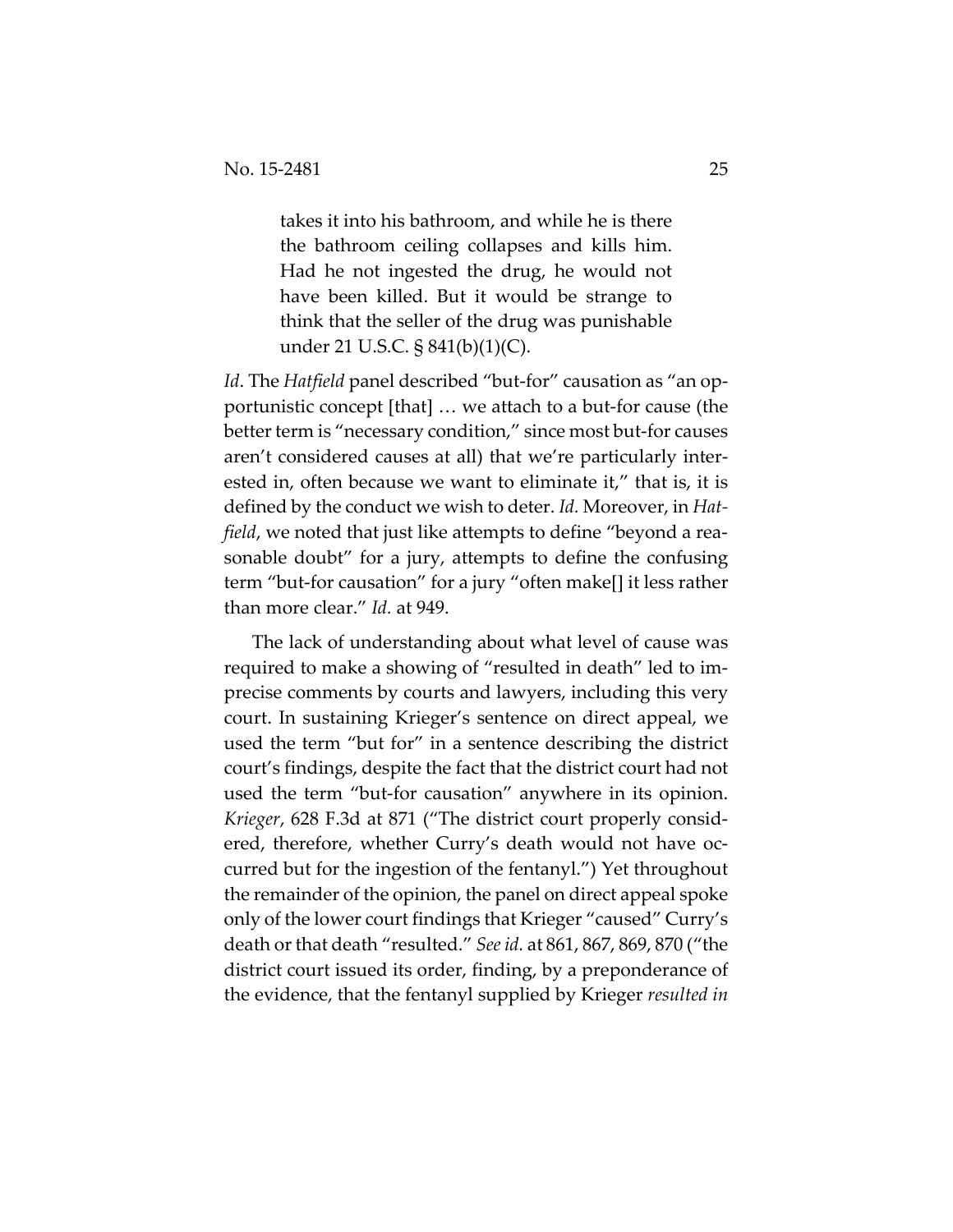> takes it into his bathroom, and while he is there the bathroom ceiling collapses and kills him. Had he not ingested the drug, he would not have been killed. But it would be strange to think that the seller of the drug was punishable under 21 U.S.C. § 841(b)(1)(C).

*Id*. The *Hatfield* panel described "but-for" causation as "an opportunistic concept [that] … we attach to a but-for cause (the better term is "necessary condition," since most but-for causes aren't considered causes at all) that we're particularly interested in, often because we want to eliminate it," that is, it is defined by the conduct we wish to deter. *Id.* Moreover, in *Hatfield*, we noted that just like attempts to define "beyond a reasonable doubt" for a jury, attempts to define the confusing term "but-for causation" for a jury "often make[] it less rather than more clear." *Id.* at 949.

The lack of understanding about what level of cause was required to make a showing of "resulted in death" led to imprecise comments by courts and lawyers, including this very court. In sustaining Krieger's sentence on direct appeal, we used the term "but for" in a sentence describing the district court's findings, despite the fact that the district court had not used the term "but-for causation" anywhere in its opinion. *Krieger*, 628 F.3d at 871 ("The district court properly considered, therefore, whether Curry's death would not have occurred but for the ingestion of the fentanyl.") Yet throughout the remainder of the opinion, the panel on direct appeal spoke only of the lower court findings that Krieger "caused" Curry's death or that death "resulted." *See id.* at 861, 867, 869, 870 ("the district court issued its order, finding, by a preponderance of the evidence, that the fentanyl supplied by Krieger *resulted in*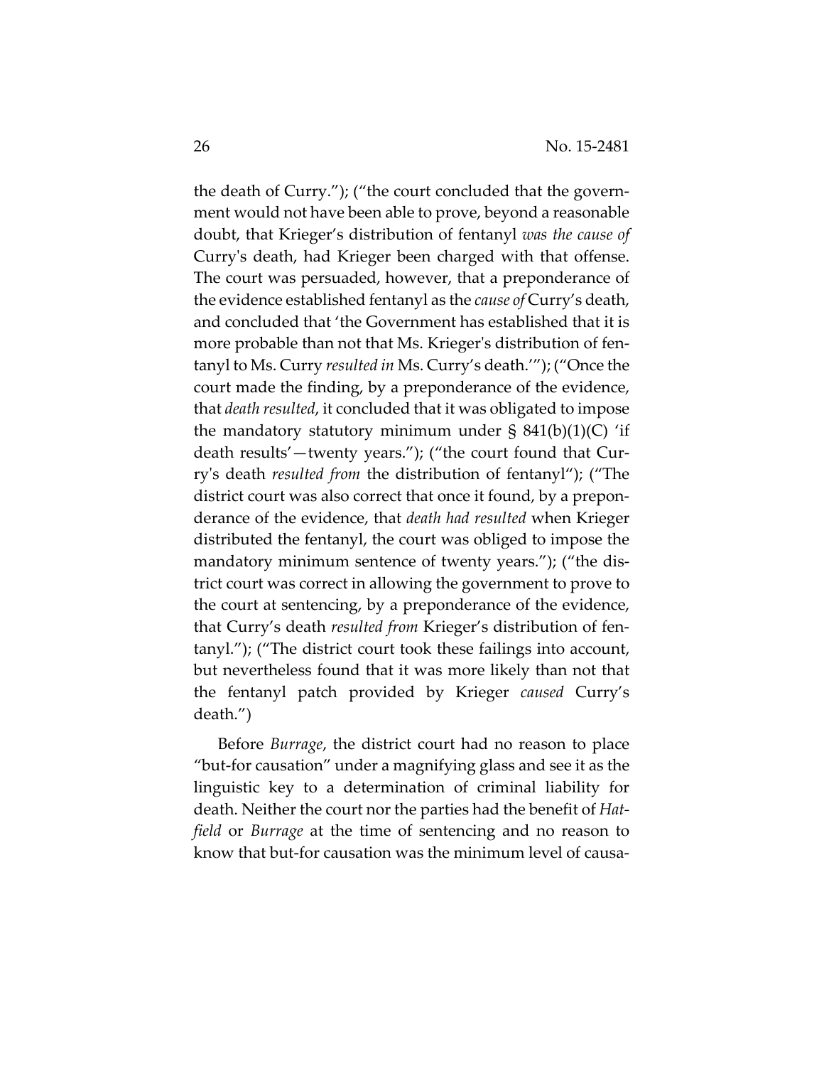the death of Curry."); ("the court concluded that the government would not have been able to prove, beyond a reasonable doubt, that Krieger's distribution of fentanyl *was the cause of* Curry's death, had Krieger been charged with that offense. The court was persuaded, however, that a preponderance of the evidence established fentanyl as the *cause of* Curry's death, and concluded that 'the Government has established that it is more probable than not that Ms. Krieger's distribution of fentanyl to Ms. Curry *resulted in* Ms. Curry's death.'"); ("Once the court made the finding, by a preponderance of the evidence, that *death resulted*, it concluded that it was obligated to impose the mandatory statutory minimum under § 841(b)(1)(C) 'if death results'—twenty years."); ("the court found that Curry's death *resulted from* the distribution of fentanyl"); ("The district court was also correct that once it found, by a preponderance of the evidence, that *death had resulted* when Krieger distributed the fentanyl, the court was obliged to impose the mandatory minimum sentence of twenty years."); ("the district court was correct in allowing the government to prove to the court at sentencing, by a preponderance of the evidence, that Curry's death *resulted from* Krieger's distribution of fentanyl."); ("The district court took these failings into account, but nevertheless found that it was more likely than not that the fentanyl patch provided by Krieger *caused* Curry's death.")

Before *Burrage*, the district court had no reason to place "but-for causation" under a magnifying glass and see it as the linguistic key to a determination of criminal liability for death. Neither the court nor the parties had the benefit of *Hatfield* or *Burrage* at the time of sentencing and no reason to know that but-for causation was the minimum level of causa-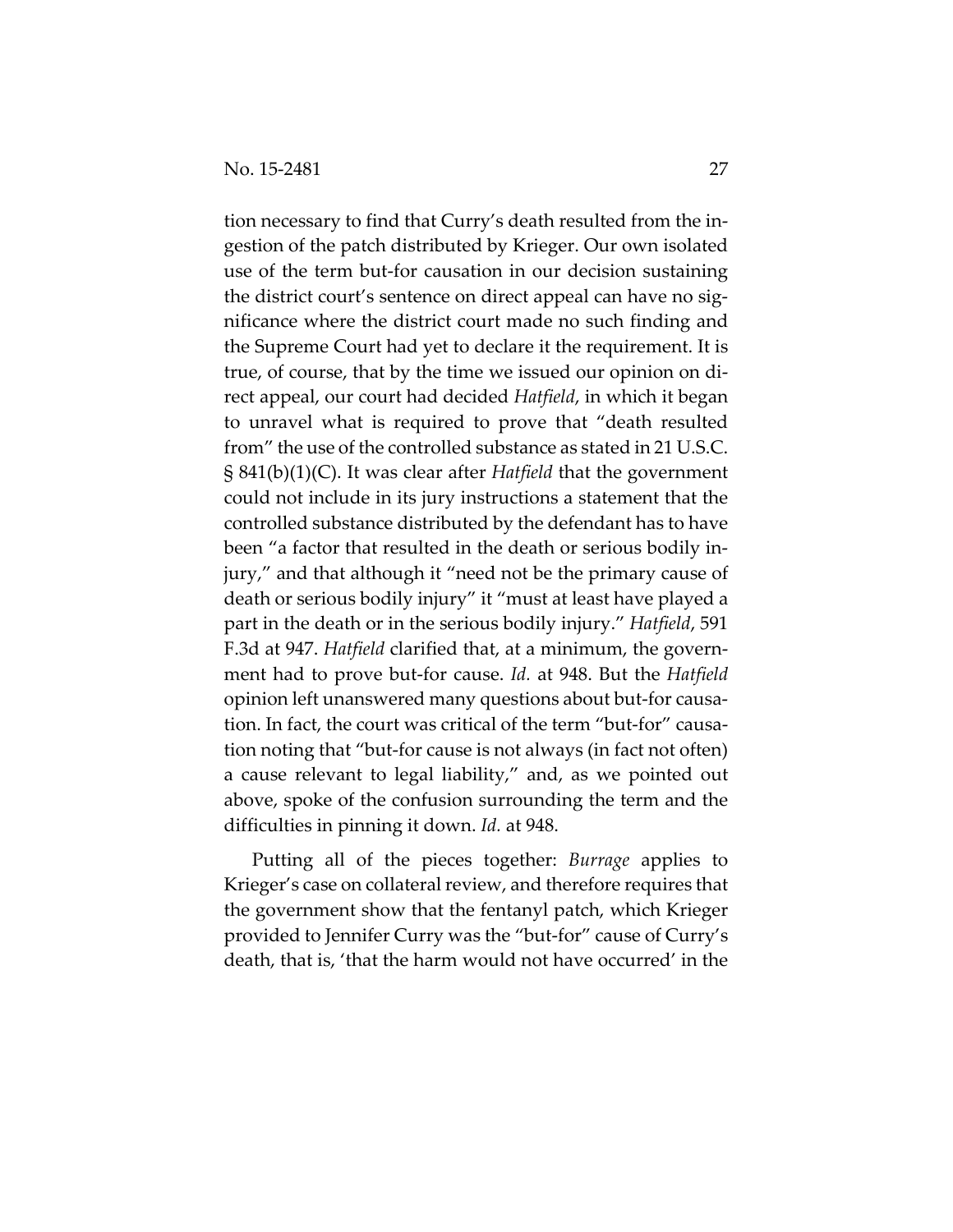tion necessary to find that Curry's death resulted from the ingestion of the patch distributed by Krieger. Our own isolated use of the term but-for causation in our decision sustaining the district court's sentence on direct appeal can have no significance where the district court made no such finding and the Supreme Court had yet to declare it the requirement. It is true, of course, that by the time we issued our opinion on direct appeal, our court had decided *Hatfield*, in which it began to unravel what is required to prove that "death resulted from" the use of the controlled substance as stated in 21 U.S.C. § 841(b)(1)(C). It was clear after *Hatfield* that the government could not include in its jury instructions a statement that the controlled substance distributed by the defendant has to have been "a factor that resulted in the death or serious bodily injury," and that although it "need not be the primary cause of death or serious bodily injury" it "must at least have played a part in the death or in the serious bodily injury." *Hatfield*, 591 F.3d at 947. *Hatfield* clarified that, at a minimum, the government had to prove but-for cause. *Id.* at 948. But the *Hatfield* opinion left unanswered many questions about but-for causation. In fact, the court was critical of the term "but-for" causation noting that "but-for cause is not always (in fact not often) a cause relevant to legal liability," and, as we pointed out above, spoke of the confusion surrounding the term and the difficulties in pinning it down. *Id.* at 948.

Putting all of the pieces together: *Burrage* applies to Krieger's case on collateral review, and therefore requires that the government show that the fentanyl patch, which Krieger provided to Jennifer Curry was the "but-for" cause of Curry's death, that is, 'that the harm would not have occurred' in the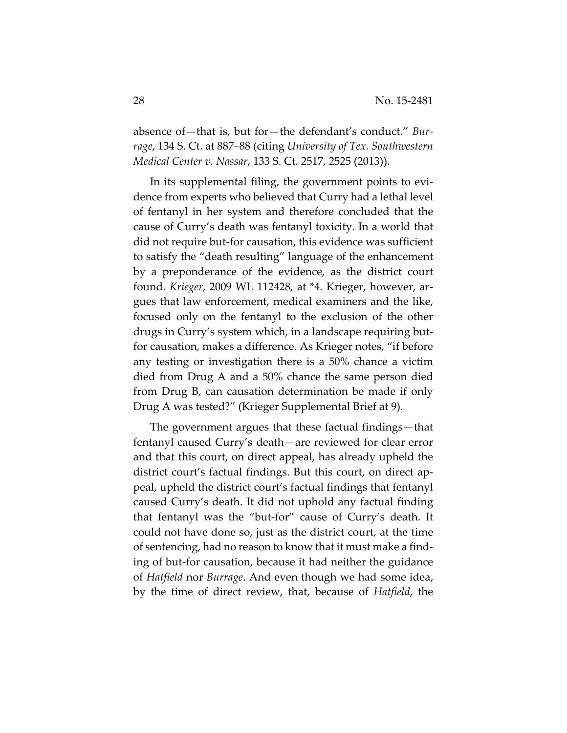absence of—that is, but for—the defendant's conduct." *Burrage*, 134 S. Ct. at 887–88 (citing *University of Tex. Southwestern Medical Center v. Nassar*, 133 S. Ct. 2517, 2525 (2013)).

In its supplemental filing, the government points to evidence from experts who believed that Curry had a lethal level of fentanyl in her system and therefore concluded that the cause of Curry's death was fentanyl toxicity. In a world that did not require but-for causation, this evidence was sufficient to satisfy the "death resulting" language of the enhancement by a preponderance of the evidence, as the district court found. *Krieger*, 2009 WL 112428, at *4. Krieger, however, argues that law enforcement, medical examiners and the like, focused only on the fentanyl to the exclusion of the other drugs in Curry's system which, in a landscape requiring but-for causation, makes a difference. As Krieger notes, "if before any testing or investigation there is a 50% chance a victim died from Drug A and a 50% chance the same person died from Drug B, can causation determination be made if only Drug A was tested?" (Krieger Supplemental Brief at 9).

The government argues that these factual findings—that fentanyl caused Curry's death—are reviewed for clear error and that this court, on direct appeal, has already upheld the district court's factual findings. But this court, on direct appeal, upheld the district court's factual findings that fentanyl caused Curry's death. It did not uphold any factual finding that fentanyl was the "but-for" cause of Curry's death. It could not have done so, just as the district court, at the time of sentencing, had no reason to know that it must make a finding of but-for causation, because it had neither the guidance of *Hatfield* nor *Burrage*. And even though we had some idea, by the time of direct review, that, because of *Hatfield*, the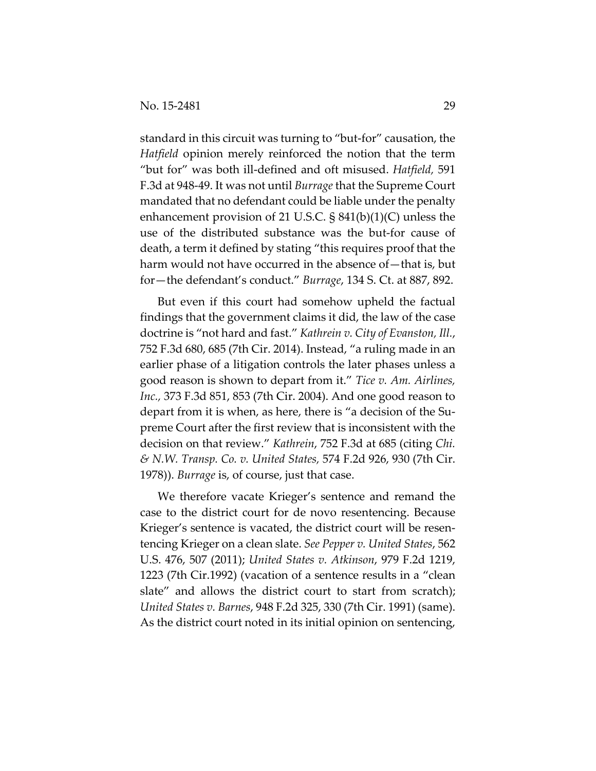standard in this circuit was turning to "but-for" causation, the *Hatfield* opinion merely reinforced the notion that the term "but for" was both ill-defined and oft misused. *Hatfield,* 591 F.3d at 948-49. It was not until *Burrage* that the Supreme Court mandated that no defendant could be liable under the penalty enhancement provision of 21 U.S.C. § 841(b)(1)(C) unless the use of the distributed substance was the but-for cause of death, a term it defined by stating "this requires proof that the harm would not have occurred in the absence of—that is, but for—the defendant's conduct." *Burrage*, 134 S. Ct. at 887, 892.

But even if this court had somehow upheld the factual findings that the government claims it did, the law of the case doctrine is "not hard and fast." *Kathrein v. City of Evanston, Ill.*, 752 F.3d 680, 685 (7th Cir. 2014). Instead, "a ruling made in an earlier phase of a litigation controls the later phases unless a good reason is shown to depart from it." *Tice v. Am. Airlines, Inc.,* 373 F.3d 851, 853 (7th Cir. 2004). And one good reason to depart from it is when, as here, there is "a decision of the Supreme Court after the first review that is inconsistent with the decision on that review." *Kathrein*, 752 F.3d at 685 (citing *Chi. & N.W. Transp. Co. v. United States,* 574 F.2d 926, 930 (7th Cir. 1978)). *Burrage* is, of course, just that case.

We therefore vacate Krieger's sentence and remand the case to the district court for de novo resentencing. Because Krieger's sentence is vacated, the district court will be resentencing Krieger on a clean slate. *See Pepper v. United States*, 562 U.S. 476, 507 (2011); *United States v. Atkinson*, 979 F.2d 1219, 1223 (7th Cir.1992) (vacation of a sentence results in a "clean slate" and allows the district court to start from scratch); *United States v. Barnes*, 948 F.2d 325, 330 (7th Cir. 1991) (same). As the district court noted in its initial opinion on sentencing,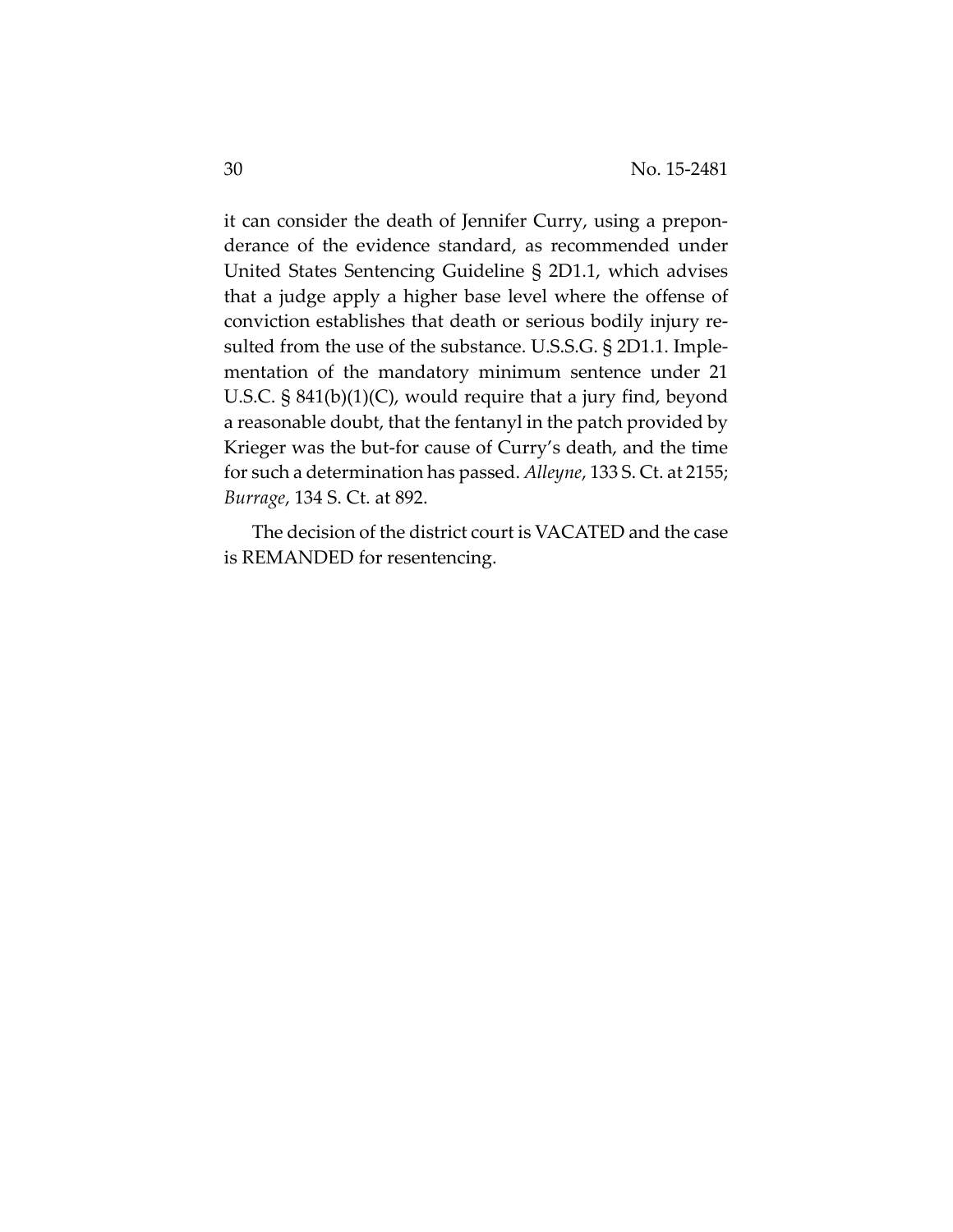it can consider the death of Jennifer Curry, using a preponderance of the evidence standard, as recommended under United States Sentencing Guideline § 2D1.1, which advises that a judge apply a higher base level where the offense of conviction establishes that death or serious bodily injury resulted from the use of the substance. U.S.S.G. § 2D1.1. Implementation of the mandatory minimum sentence under 21 U.S.C. § 841(b)(1)(C), would require that a jury find, beyond a reasonable doubt, that the fentanyl in the patch provided by Krieger was the but-for cause of Curry's death, and the time for such a determination has passed. *Alleyne*, 133 S. Ct. at 2155; *Burrage*, 134 S. Ct. at 892.

The decision of the district court is VACATED and the case is REMANDED for resentencing.